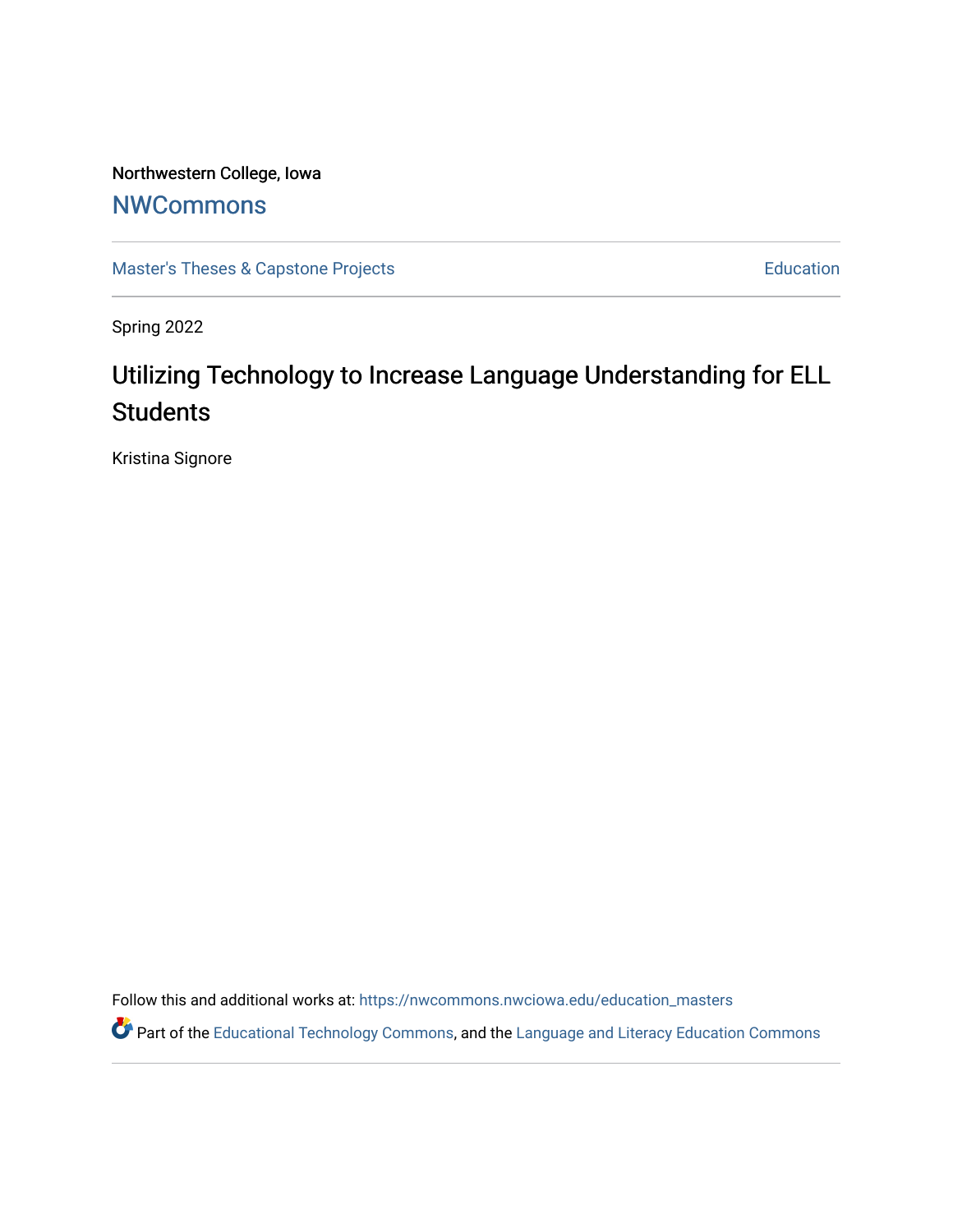Northwestern College, Iowa

## NWCommons

Master's Theses & Capstone Projects | Education

Spring 2022

# Utilizing Technology to Increase Language Understanding for ELL Students

Kristina Signore

Follow this and additional works at: https://nwcommons.nwciowa.edu/education_masters

Part of the Educational Technology Commons, and the Language and Literacy Education Commons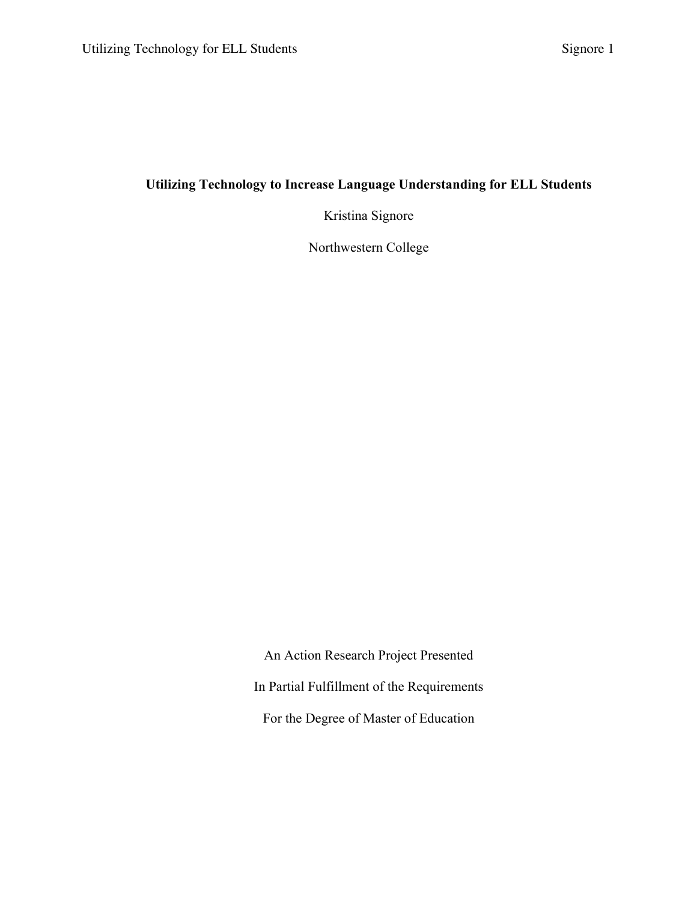**Utilizing Technology to Increase Language Understanding for ELL Students**

Kristina Signore

Northwestern College

An Action Research Project Presented

In Partial Fulfillment of the Requirements

For the Degree of Master of Education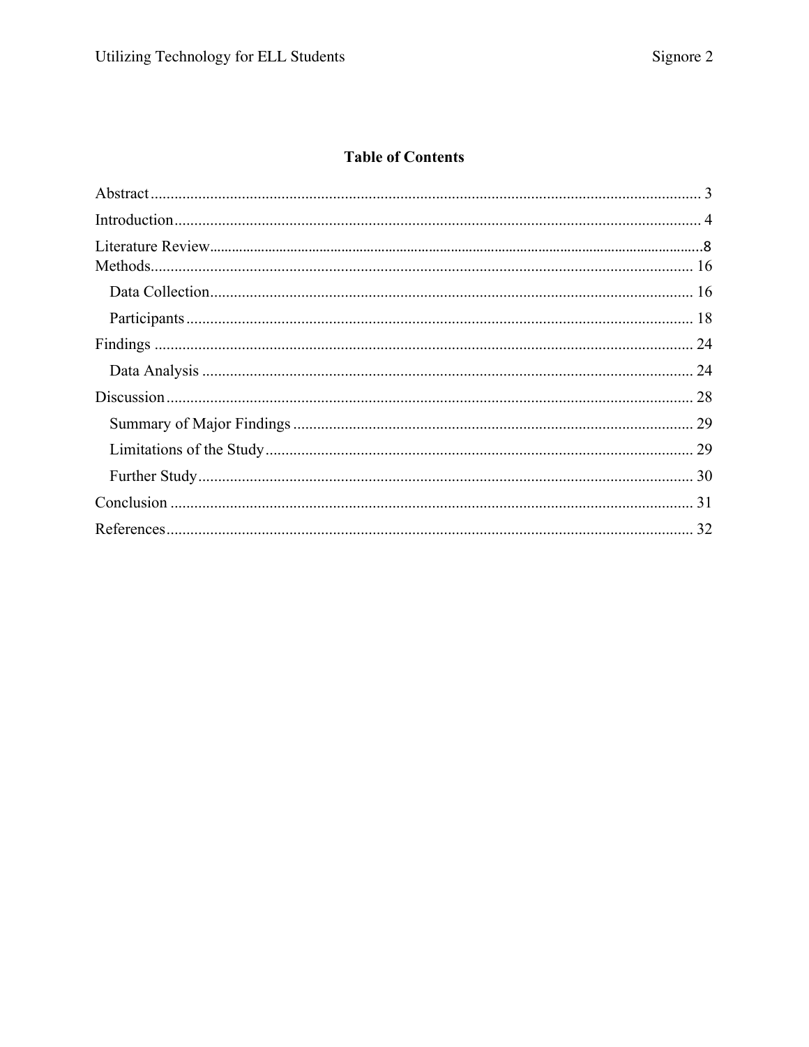## Table of Contents

Abstract ........................................................................................................................................ 3
Introduction .................................................................................................................................. 4
Literature Review ......................................................................................................................... 8
Methods ....................................................................................................................................... 16
  Data Collection ........................................................................................................................ 16
  Participants ............................................................................................................................. 18
Findings ...................................................................................................................................... 24
  Data Analysis .......................................................................................................................... 24
Discussion .................................................................................................................................. 28
  Summary of Major Findings ................................................................................................... 29
  Limitations of the Study ......................................................................................................... 29
  Further Study .......................................................................................................................... 30
Conclusion .................................................................................................................................. 31
References .................................................................................................................................. 32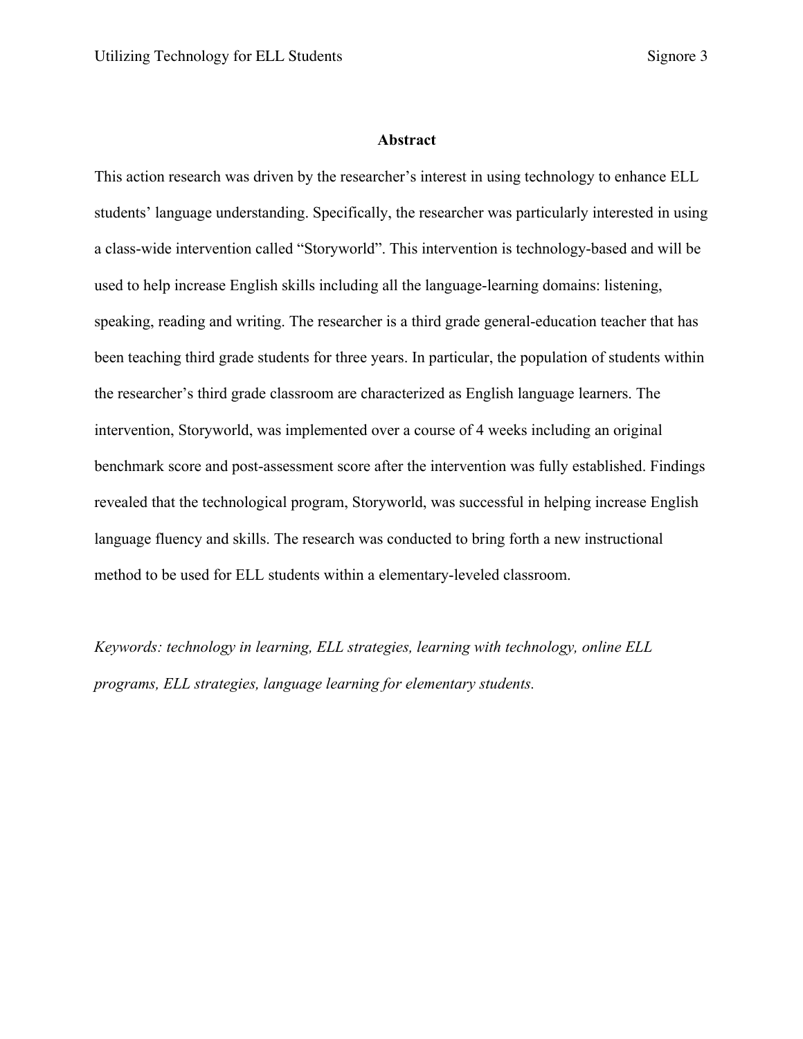## Abstract

This action research was driven by the researcher's interest in using technology to enhance ELL students' language understanding. Specifically, the researcher was particularly interested in using a class-wide intervention called "Storyworld". This intervention is technology-based and will be used to help increase English skills including all the language-learning domains: listening, speaking, reading and writing. The researcher is a third grade general-education teacher that has been teaching third grade students for three years. In particular, the population of students within the researcher's third grade classroom are characterized as English language learners. The intervention, Storyworld, was implemented over a course of 4 weeks including an original benchmark score and post-assessment score after the intervention was fully established. Findings revealed that the technological program, Storyworld, was successful in helping increase English language fluency and skills. The research was conducted to bring forth a new instructional method to be used for ELL students within a elementary-leveled classroom.

*Keywords: technology in learning, ELL strategies, learning with technology, online ELL programs, ELL strategies, language learning for elementary students.*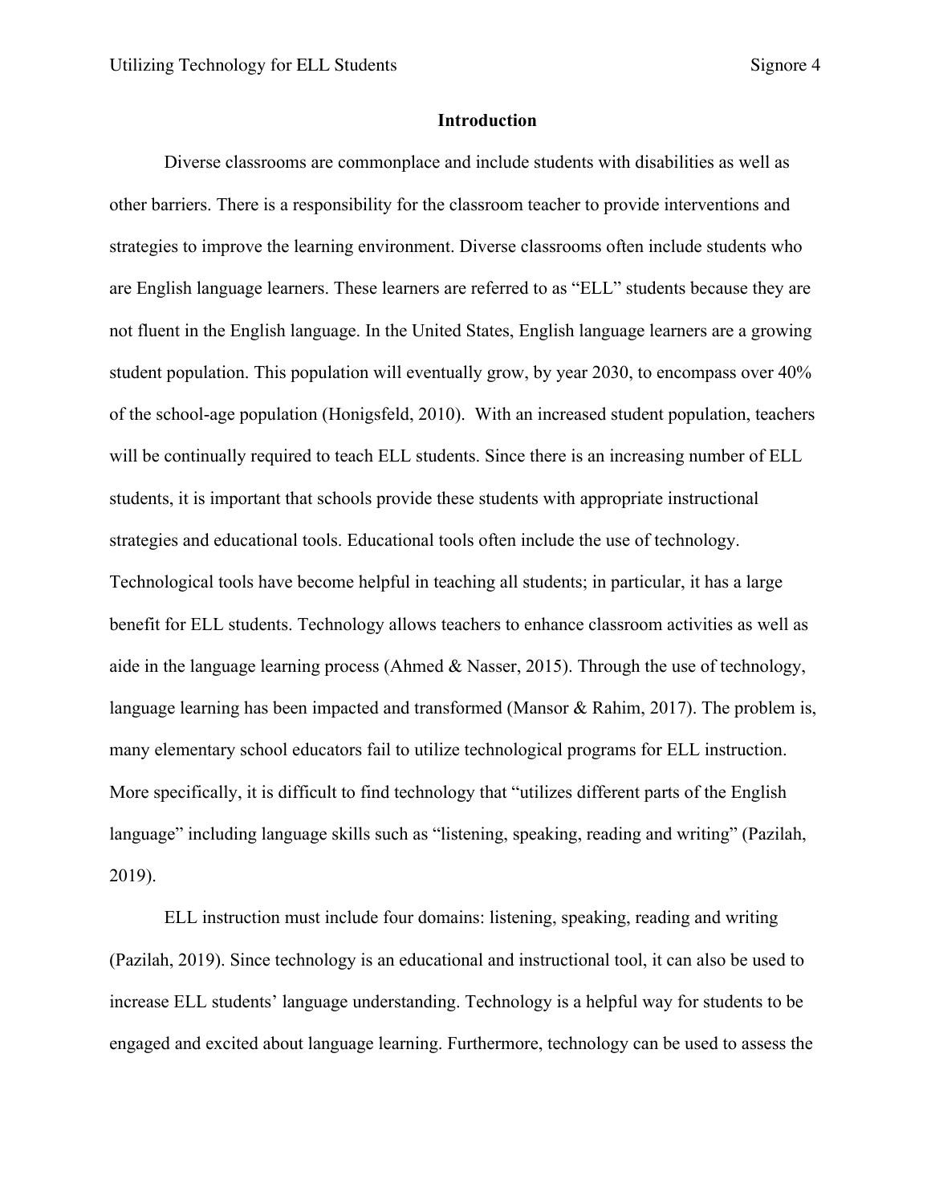## Introduction

Diverse classrooms are commonplace and include students with disabilities as well as other barriers. There is a responsibility for the classroom teacher to provide interventions and strategies to improve the learning environment. Diverse classrooms often include students who are English language learners. These learners are referred to as “ELL” students because they are not fluent in the English language. In the United States, English language learners are a growing student population. This population will eventually grow, by year 2030, to encompass over 40% of the school-age population (Honigsfeld, 2010). With an increased student population, teachers will be continually required to teach ELL students. Since there is an increasing number of ELL students, it is important that schools provide these students with appropriate instructional strategies and educational tools. Educational tools often include the use of technology. Technological tools have become helpful in teaching all students; in particular, it has a large benefit for ELL students. Technology allows teachers to enhance classroom activities as well as aide in the language learning process (Ahmed & Nasser, 2015). Through the use of technology, language learning has been impacted and transformed (Mansor & Rahim, 2017). The problem is, many elementary school educators fail to utilize technological programs for ELL instruction. More specifically, it is difficult to find technology that “utilizes different parts of the English language” including language skills such as “listening, speaking, reading and writing” (Pazilah, 2019).

ELL instruction must include four domains: listening, speaking, reading and writing (Pazilah, 2019). Since technology is an educational and instructional tool, it can also be used to increase ELL students’ language understanding. Technology is a helpful way for students to be engaged and excited about language learning. Furthermore, technology can be used to assess the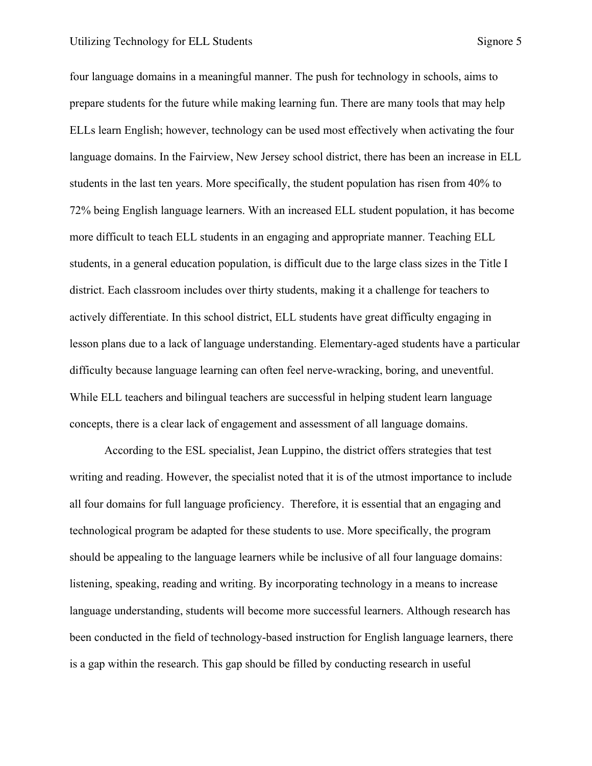four language domains in a meaningful manner. The push for technology in schools, aims to prepare students for the future while making learning fun. There are many tools that may help ELLs learn English; however, technology can be used most effectively when activating the four language domains. In the Fairview, New Jersey school district, there has been an increase in ELL students in the last ten years. More specifically, the student population has risen from 40% to 72% being English language learners. With an increased ELL student population, it has become more difficult to teach ELL students in an engaging and appropriate manner. Teaching ELL students, in a general education population, is difficult due to the large class sizes in the Title I district. Each classroom includes over thirty students, making it a challenge for teachers to actively differentiate. In this school district, ELL students have great difficulty engaging in lesson plans due to a lack of language understanding. Elementary-aged students have a particular difficulty because language learning can often feel nerve-wracking, boring, and uneventful. While ELL teachers and bilingual teachers are successful in helping student learn language concepts, there is a clear lack of engagement and assessment of all language domains.

According to the ESL specialist, Jean Luppino, the district offers strategies that test writing and reading. However, the specialist noted that it is of the utmost importance to include all four domains for full language proficiency. Therefore, it is essential that an engaging and technological program be adapted for these students to use. More specifically, the program should be appealing to the language learners while be inclusive of all four language domains: listening, speaking, reading and writing. By incorporating technology in a means to increase language understanding, students will become more successful learners. Although research has been conducted in the field of technology-based instruction for English language learners, there is a gap within the research. This gap should be filled by conducting research in useful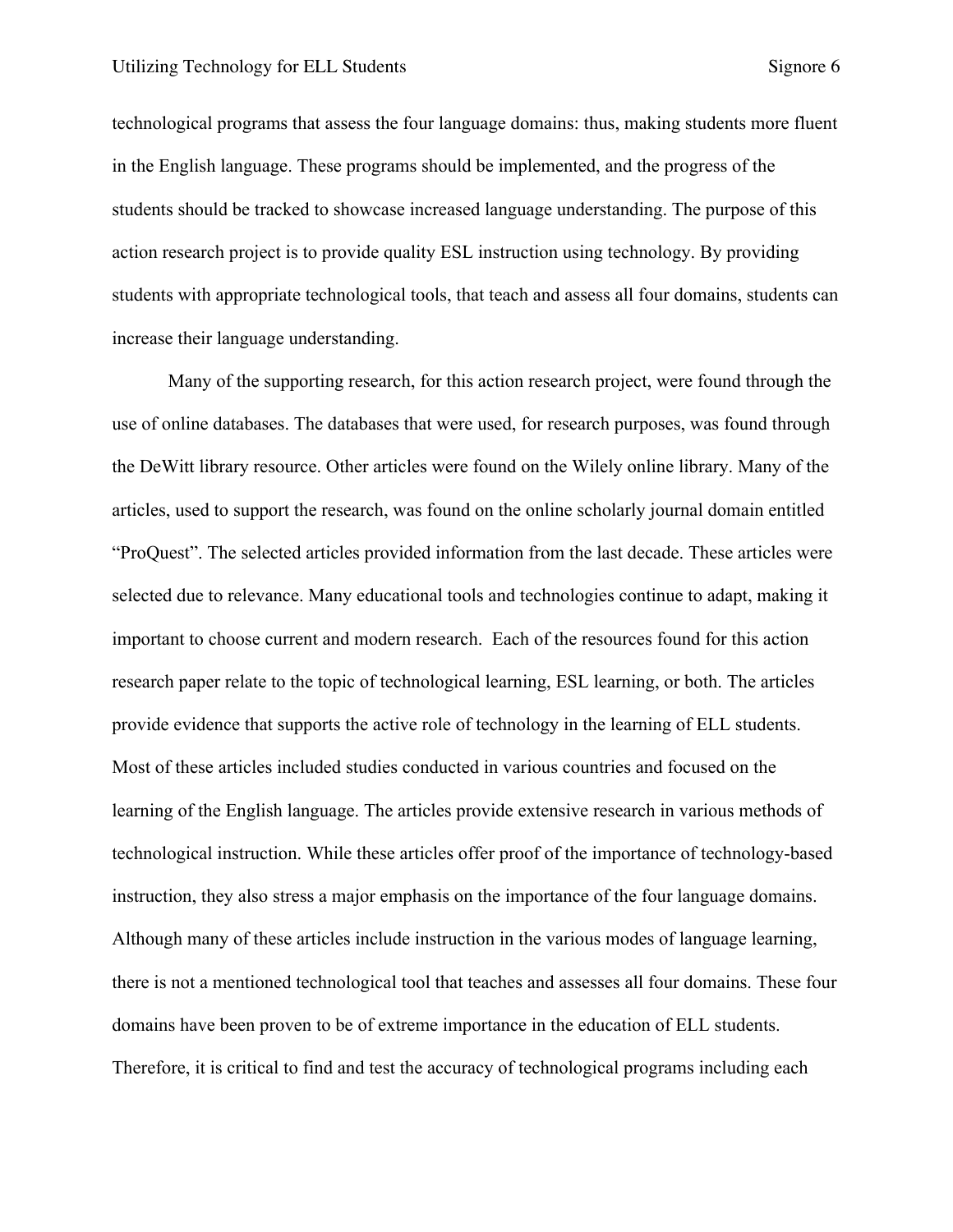technological programs that assess the four language domains: thus, making students more fluent in the English language. These programs should be implemented, and the progress of the students should be tracked to showcase increased language understanding. The purpose of this action research project is to provide quality ESL instruction using technology. By providing students with appropriate technological tools, that teach and assess all four domains, students can increase their language understanding.

Many of the supporting research, for this action research project, were found through the use of online databases. The databases that were used, for research purposes, was found through the DeWitt library resource. Other articles were found on the Wilely online library. Many of the articles, used to support the research, was found on the online scholarly journal domain entitled "ProQuest". The selected articles provided information from the last decade. These articles were selected due to relevance. Many educational tools and technologies continue to adapt, making it important to choose current and modern research. Each of the resources found for this action research paper relate to the topic of technological learning, ESL learning, or both. The articles provide evidence that supports the active role of technology in the learning of ELL students. Most of these articles included studies conducted in various countries and focused on the learning of the English language. The articles provide extensive research in various methods of technological instruction. While these articles offer proof of the importance of technology-based instruction, they also stress a major emphasis on the importance of the four language domains. Although many of these articles include instruction in the various modes of language learning, there is not a mentioned technological tool that teaches and assesses all four domains. These four domains have been proven to be of extreme importance in the education of ELL students. Therefore, it is critical to find and test the accuracy of technological programs including each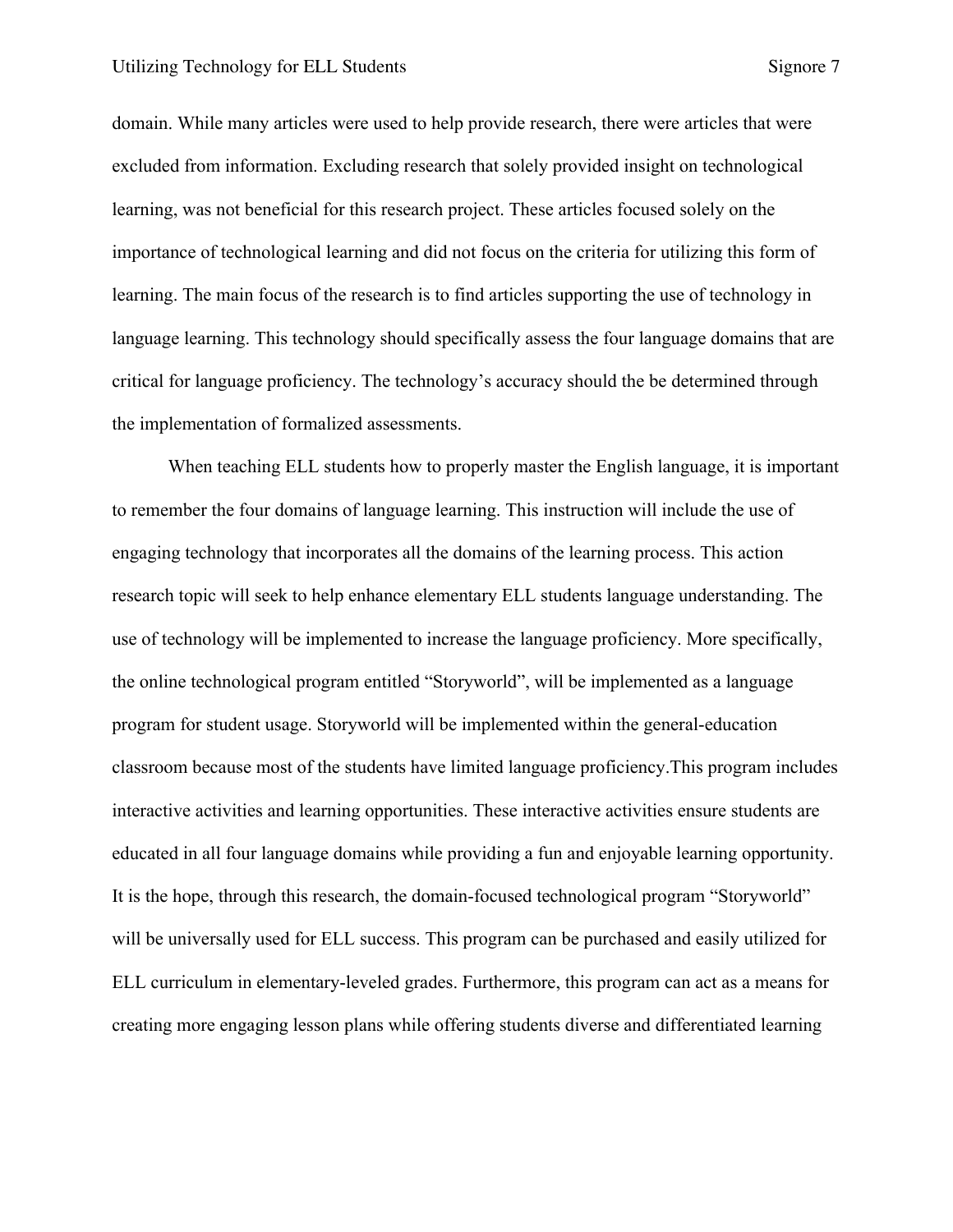domain. While many articles were used to help provide research, there were articles that were excluded from information. Excluding research that solely provided insight on technological learning, was not beneficial for this research project. These articles focused solely on the importance of technological learning and did not focus on the criteria for utilizing this form of learning. The main focus of the research is to find articles supporting the use of technology in language learning. This technology should specifically assess the four language domains that are critical for language proficiency. The technology's accuracy should the be determined through the implementation of formalized assessments.

When teaching ELL students how to properly master the English language, it is important to remember the four domains of language learning. This instruction will include the use of engaging technology that incorporates all the domains of the learning process. This action research topic will seek to help enhance elementary ELL students language understanding. The use of technology will be implemented to increase the language proficiency. More specifically, the online technological program entitled "Storyworld", will be implemented as a language program for student usage. Storyworld will be implemented within the general-education classroom because most of the students have limited language proficiency.This program includes interactive activities and learning opportunities. These interactive activities ensure students are educated in all four language domains while providing a fun and enjoyable learning opportunity. It is the hope, through this research, the domain-focused technological program "Storyworld" will be universally used for ELL success. This program can be purchased and easily utilized for ELL curriculum in elementary-leveled grades. Furthermore, this program can act as a means for creating more engaging lesson plans while offering students diverse and differentiated learning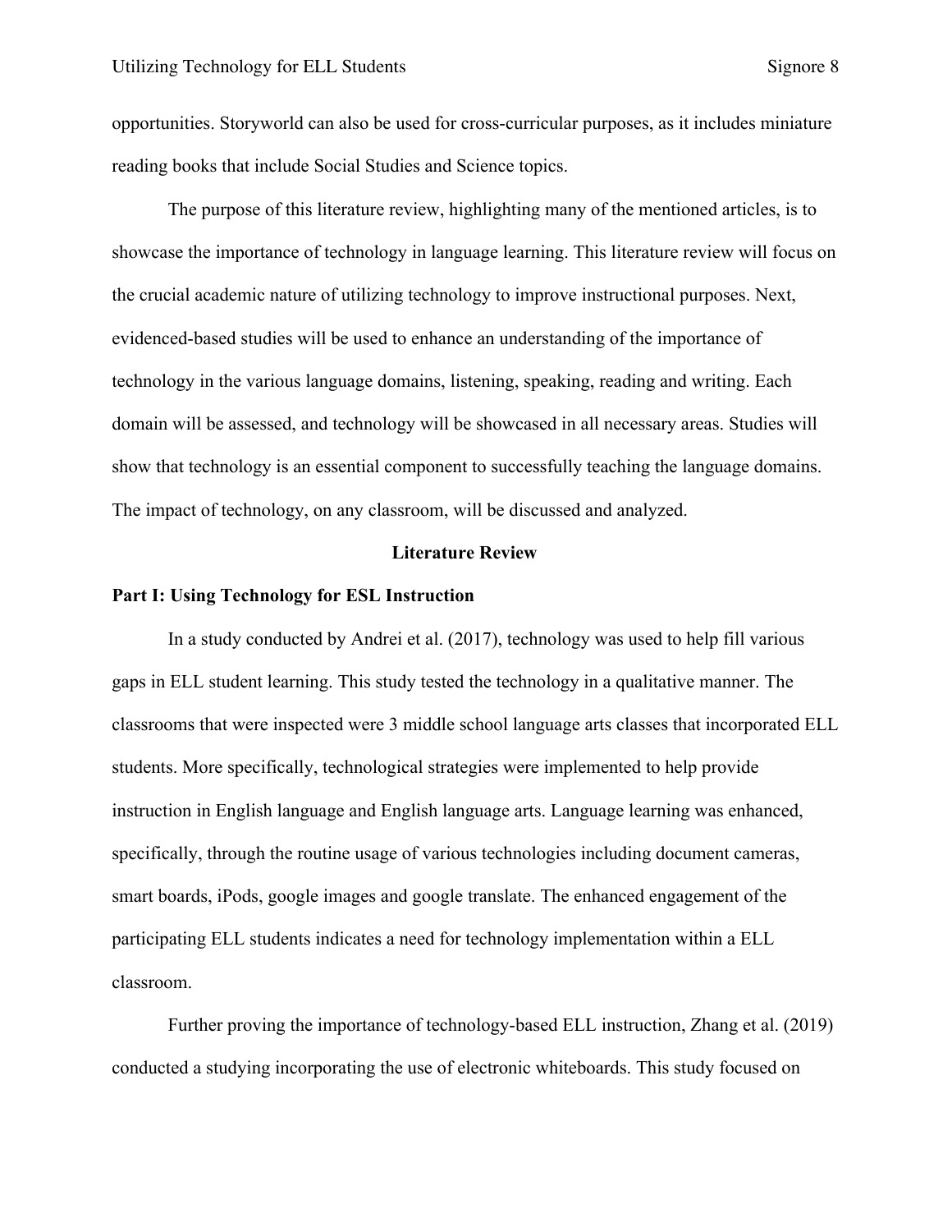opportunities. Storyworld can also be used for cross-curricular purposes, as it includes miniature reading books that include Social Studies and Science topics.

The purpose of this literature review, highlighting many of the mentioned articles, is to showcase the importance of technology in language learning. This literature review will focus on the crucial academic nature of utilizing technology to improve instructional purposes. Next, evidenced-based studies will be used to enhance an understanding of the importance of technology in the various language domains, listening, speaking, reading and writing. Each domain will be assessed, and technology will be showcased in all necessary areas. Studies will show that technology is an essential component to successfully teaching the language domains. The impact of technology, on any classroom, will be discussed and analyzed.

## Literature Review

### Part I: Using Technology for ESL Instruction

In a study conducted by Andrei et al. (2017), technology was used to help fill various gaps in ELL student learning. This study tested the technology in a qualitative manner. The classrooms that were inspected were 3 middle school language arts classes that incorporated ELL students. More specifically, technological strategies were implemented to help provide instruction in English language and English language arts. Language learning was enhanced, specifically, through the routine usage of various technologies including document cameras, smart boards, iPods, google images and google translate. The enhanced engagement of the participating ELL students indicates a need for technology implementation within a ELL classroom.

Further proving the importance of technology-based ELL instruction, Zhang et al. (2019) conducted a studying incorporating the use of electronic whiteboards. This study focused on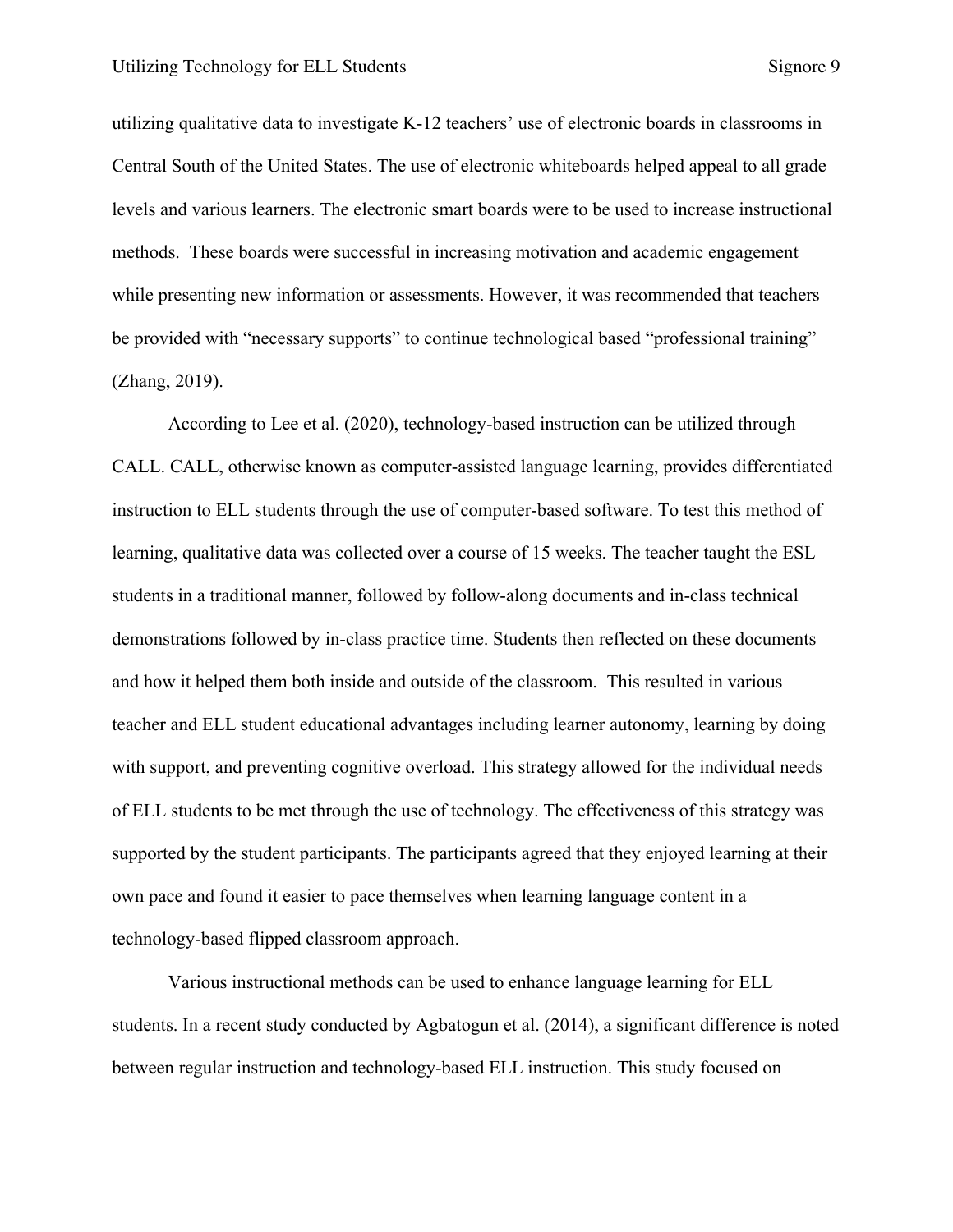utilizing qualitative data to investigate K-12 teachers' use of electronic boards in classrooms in Central South of the United States. The use of electronic whiteboards helped appeal to all grade levels and various learners. The electronic smart boards were to be used to increase instructional methods. These boards were successful in increasing motivation and academic engagement while presenting new information or assessments. However, it was recommended that teachers be provided with "necessary supports" to continue technological based "professional training" (Zhang, 2019).

According to Lee et al. (2020), technology-based instruction can be utilized through CALL. CALL, otherwise known as computer-assisted language learning, provides differentiated instruction to ELL students through the use of computer-based software. To test this method of learning, qualitative data was collected over a course of 15 weeks. The teacher taught the ESL students in a traditional manner, followed by follow-along documents and in-class technical demonstrations followed by in-class practice time. Students then reflected on these documents and how it helped them both inside and outside of the classroom. This resulted in various teacher and ELL student educational advantages including learner autonomy, learning by doing with support, and preventing cognitive overload. This strategy allowed for the individual needs of ELL students to be met through the use of technology. The effectiveness of this strategy was supported by the student participants. The participants agreed that they enjoyed learning at their own pace and found it easier to pace themselves when learning language content in a technology-based flipped classroom approach.

Various instructional methods can be used to enhance language learning for ELL students. In a recent study conducted by Agbatogun et al. (2014), a significant difference is noted between regular instruction and technology-based ELL instruction. This study focused on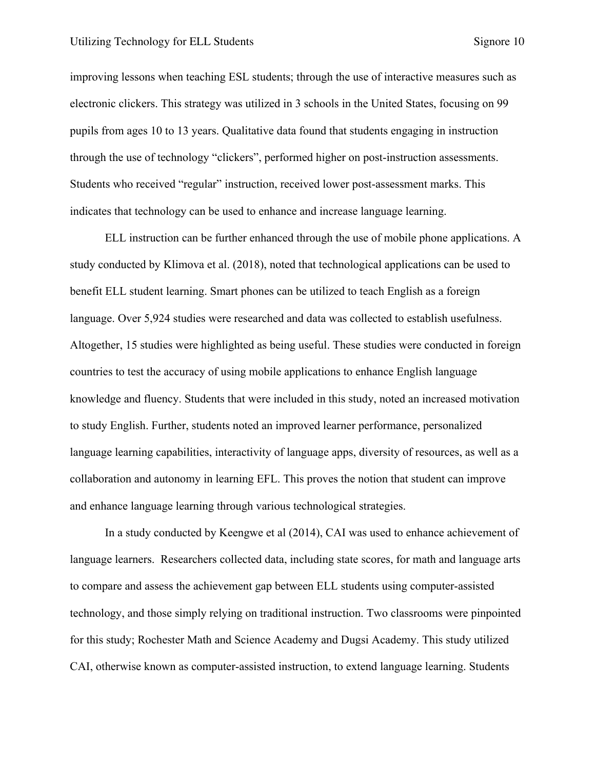improving lessons when teaching ESL students; through the use of interactive measures such as electronic clickers. This strategy was utilized in 3 schools in the United States, focusing on 99 pupils from ages 10 to 13 years. Qualitative data found that students engaging in instruction through the use of technology "clickers", performed higher on post-instruction assessments. Students who received "regular" instruction, received lower post-assessment marks. This indicates that technology can be used to enhance and increase language learning.

ELL instruction can be further enhanced through the use of mobile phone applications. A study conducted by Klimova et al. (2018), noted that technological applications can be used to benefit ELL student learning. Smart phones can be utilized to teach English as a foreign language. Over 5,924 studies were researched and data was collected to establish usefulness. Altogether, 15 studies were highlighted as being useful. These studies were conducted in foreign countries to test the accuracy of using mobile applications to enhance English language knowledge and fluency. Students that were included in this study, noted an increased motivation to study English. Further, students noted an improved learner performance, personalized language learning capabilities, interactivity of language apps, diversity of resources, as well as a collaboration and autonomy in learning EFL. This proves the notion that student can improve and enhance language learning through various technological strategies.

In a study conducted by Keengwe et al (2014), CAI was used to enhance achievement of language learners. Researchers collected data, including state scores, for math and language arts to compare and assess the achievement gap between ELL students using computer-assisted technology, and those simply relying on traditional instruction. Two classrooms were pinpointed for this study; Rochester Math and Science Academy and Dugsi Academy. This study utilized CAI, otherwise known as computer-assisted instruction, to extend language learning. Students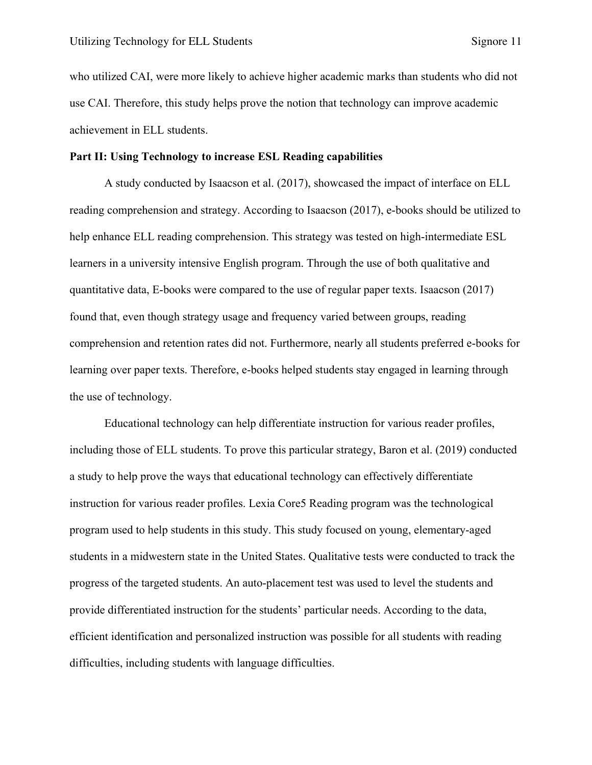who utilized CAI, were more likely to achieve higher academic marks than students who did not use CAI. Therefore, this study helps prove the notion that technology can improve academic achievement in ELL students.

**Part II: Using Technology to increase ESL Reading capabilities**

A study conducted by Isaacson et al. (2017), showcased the impact of interface on ELL reading comprehension and strategy. According to Isaacson (2017), e-books should be utilized to help enhance ELL reading comprehension. This strategy was tested on high-intermediate ESL learners in a university intensive English program. Through the use of both qualitative and quantitative data, E-books were compared to the use of regular paper texts. Isaacson (2017) found that, even though strategy usage and frequency varied between groups, reading comprehension and retention rates did not. Furthermore, nearly all students preferred e-books for learning over paper texts. Therefore, e-books helped students stay engaged in learning through the use of technology.

Educational technology can help differentiate instruction for various reader profiles, including those of ELL students. To prove this particular strategy, Baron et al. (2019) conducted a study to help prove the ways that educational technology can effectively differentiate instruction for various reader profiles. Lexia Core5 Reading program was the technological program used to help students in this study. This study focused on young, elementary-aged students in a midwestern state in the United States. Qualitative tests were conducted to track the progress of the targeted students. An auto-placement test was used to level the students and provide differentiated instruction for the students' particular needs. According to the data, efficient identification and personalized instruction was possible for all students with reading difficulties, including students with language difficulties.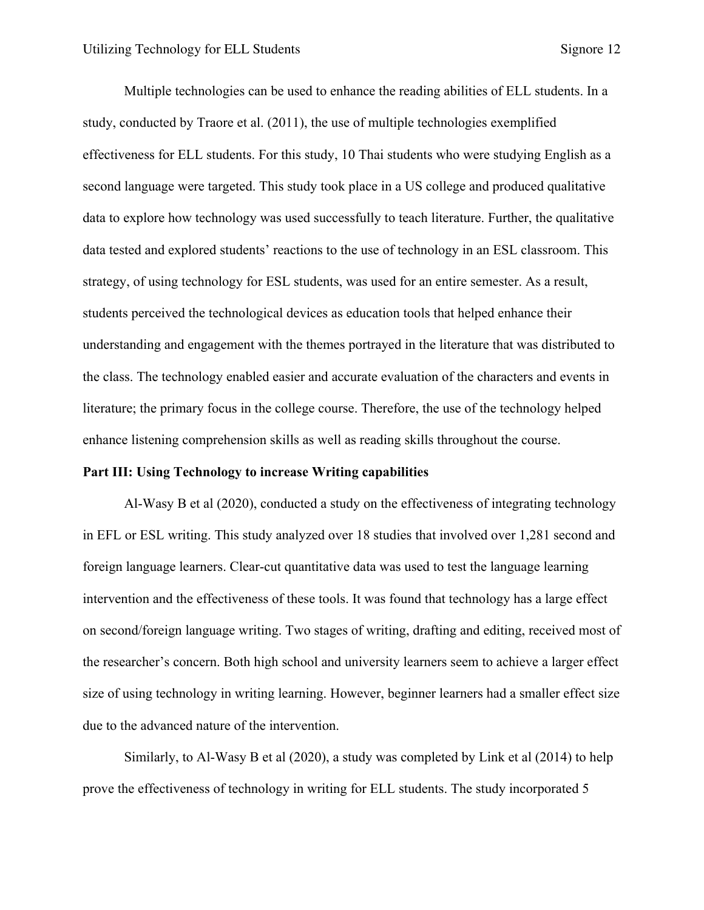Multiple technologies can be used to enhance the reading abilities of ELL students. In a study, conducted by Traore et al. (2011), the use of multiple technologies exemplified effectiveness for ELL students. For this study, 10 Thai students who were studying English as a second language were targeted. This study took place in a US college and produced qualitative data to explore how technology was used successfully to teach literature. Further, the qualitative data tested and explored students' reactions to the use of technology in an ESL classroom. This strategy, of using technology for ESL students, was used for an entire semester. As a result, students perceived the technological devices as education tools that helped enhance their understanding and engagement with the themes portrayed in the literature that was distributed to the class. The technology enabled easier and accurate evaluation of the characters and events in literature; the primary focus in the college course. Therefore, the use of the technology helped enhance listening comprehension skills as well as reading skills throughout the course.

**Part III: Using Technology to increase Writing capabilities**

Al-Wasy B et al (2020), conducted a study on the effectiveness of integrating technology in EFL or ESL writing. This study analyzed over 18 studies that involved over 1,281 second and foreign language learners. Clear-cut quantitative data was used to test the language learning intervention and the effectiveness of these tools. It was found that technology has a large effect on second/foreign language writing. Two stages of writing, drafting and editing, received most of the researcher's concern. Both high school and university learners seem to achieve a larger effect size of using technology in writing learning. However, beginner learners had a smaller effect size due to the advanced nature of the intervention.

Similarly, to Al-Wasy B et al (2020), a study was completed by Link et al (2014) to help prove the effectiveness of technology in writing for ELL students. The study incorporated 5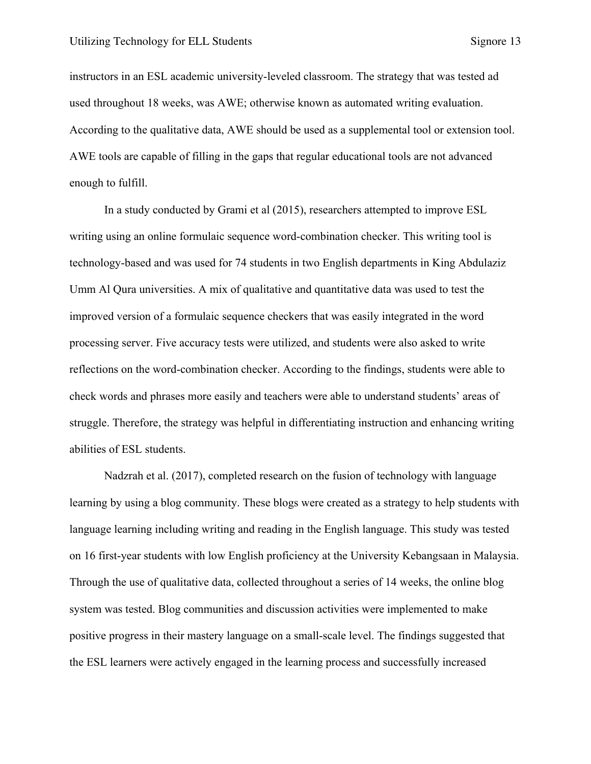instructors in an ESL academic university-leveled classroom. The strategy that was tested ad used throughout 18 weeks, was AWE; otherwise known as automated writing evaluation. According to the qualitative data, AWE should be used as a supplemental tool or extension tool. AWE tools are capable of filling in the gaps that regular educational tools are not advanced enough to fulfill.

In a study conducted by Grami et al (2015), researchers attempted to improve ESL writing using an online formulaic sequence word-combination checker. This writing tool is technology-based and was used for 74 students in two English departments in King Abdulaziz Umm Al Qura universities. A mix of qualitative and quantitative data was used to test the improved version of a formulaic sequence checkers that was easily integrated in the word processing server. Five accuracy tests were utilized, and students were also asked to write reflections on the word-combination checker. According to the findings, students were able to check words and phrases more easily and teachers were able to understand students' areas of struggle. Therefore, the strategy was helpful in differentiating instruction and enhancing writing abilities of ESL students.

Nadzrah et al. (2017), completed research on the fusion of technology with language learning by using a blog community. These blogs were created as a strategy to help students with language learning including writing and reading in the English language. This study was tested on 16 first-year students with low English proficiency at the University Kebangsaan in Malaysia. Through the use of qualitative data, collected throughout a series of 14 weeks, the online blog system was tested. Blog communities and discussion activities were implemented to make positive progress in their mastery language on a small-scale level. The findings suggested that the ESL learners were actively engaged in the learning process and successfully increased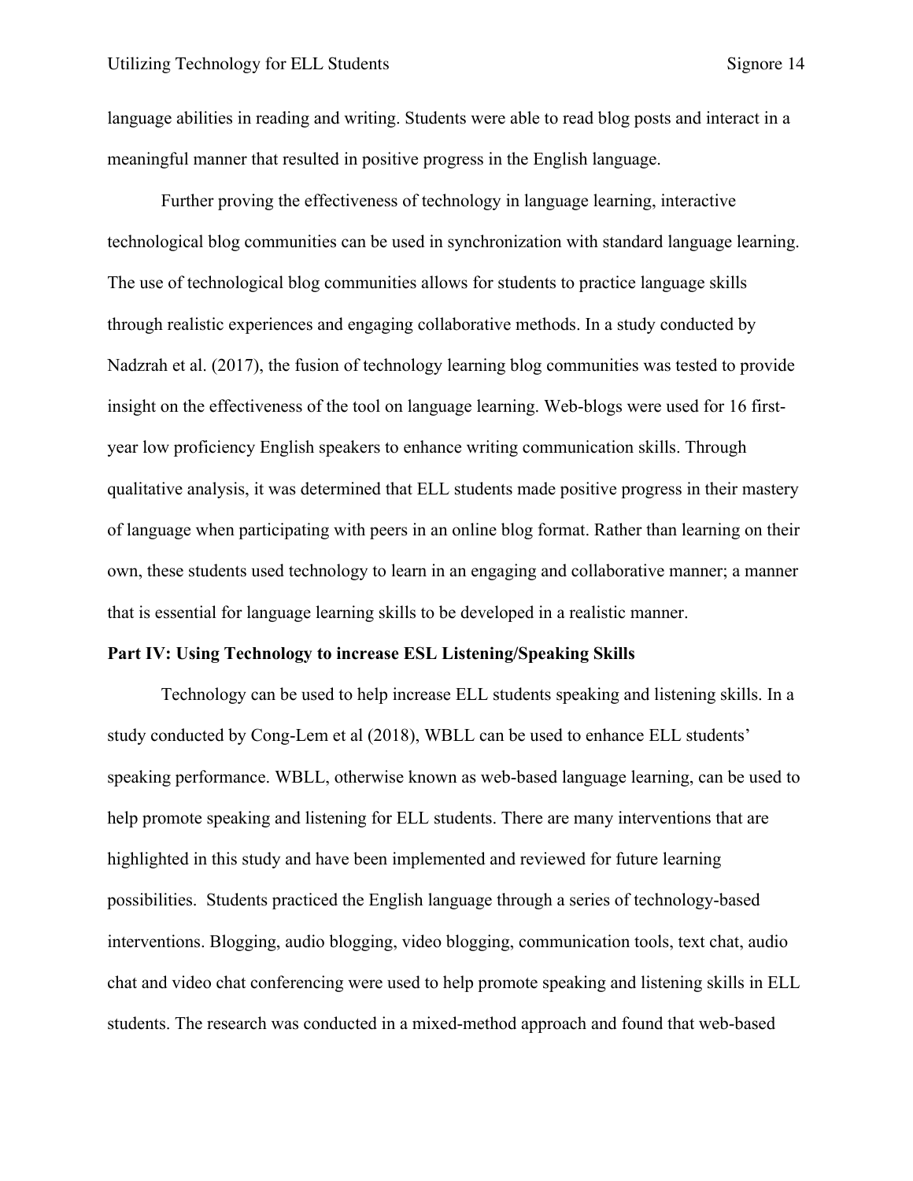language abilities in reading and writing. Students were able to read blog posts and interact in a meaningful manner that resulted in positive progress in the English language.

Further proving the effectiveness of technology in language learning, interactive technological blog communities can be used in synchronization with standard language learning. The use of technological blog communities allows for students to practice language skills through realistic experiences and engaging collaborative methods. In a study conducted by Nadzrah et al. (2017), the fusion of technology learning blog communities was tested to provide insight on the effectiveness of the tool on language learning. Web-blogs were used for 16 first-year low proficiency English speakers to enhance writing communication skills. Through qualitative analysis, it was determined that ELL students made positive progress in their mastery of language when participating with peers in an online blog format. Rather than learning on their own, these students used technology to learn in an engaging and collaborative manner; a manner that is essential for language learning skills to be developed in a realistic manner.

**Part IV: Using Technology to increase ESL Listening/Speaking Skills**

Technology can be used to help increase ELL students speaking and listening skills. In a study conducted by Cong-Lem et al (2018), WBLL can be used to enhance ELL students' speaking performance. WBLL, otherwise known as web-based language learning, can be used to help promote speaking and listening for ELL students. There are many interventions that are highlighted in this study and have been implemented and reviewed for future learning possibilities. Students practiced the English language through a series of technology-based interventions. Blogging, audio blogging, video blogging, communication tools, text chat, audio chat and video chat conferencing were used to help promote speaking and listening skills in ELL students. The research was conducted in a mixed-method approach and found that web-based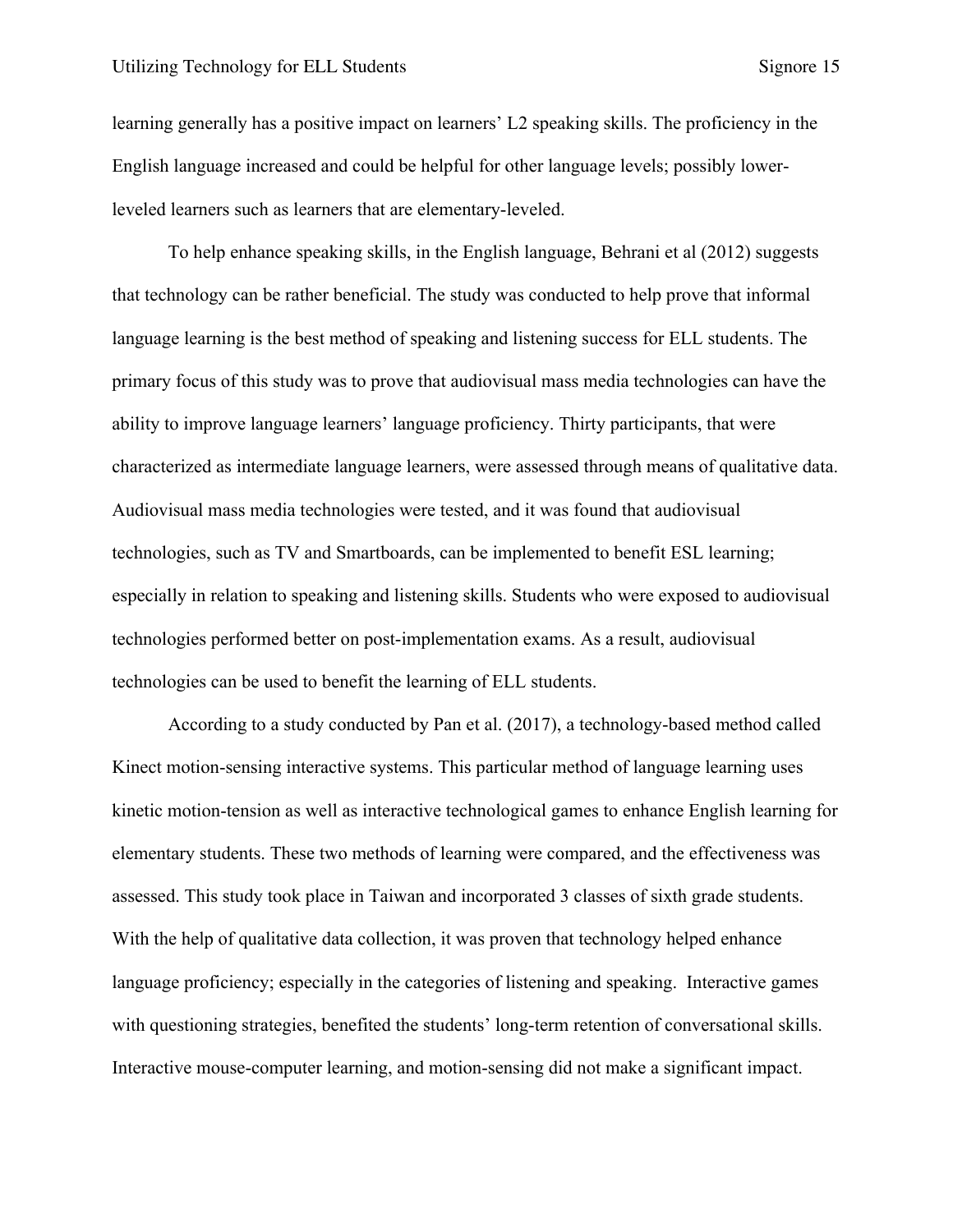learning generally has a positive impact on learners' L2 speaking skills. The proficiency in the English language increased and could be helpful for other language levels; possibly lower-leveled learners such as learners that are elementary-leveled.

To help enhance speaking skills, in the English language, Behrani et al (2012) suggests that technology can be rather beneficial. The study was conducted to help prove that informal language learning is the best method of speaking and listening success for ELL students. The primary focus of this study was to prove that audiovisual mass media technologies can have the ability to improve language learners' language proficiency. Thirty participants, that were characterized as intermediate language learners, were assessed through means of qualitative data. Audiovisual mass media technologies were tested, and it was found that audiovisual technologies, such as TV and Smartboards, can be implemented to benefit ESL learning; especially in relation to speaking and listening skills. Students who were exposed to audiovisual technologies performed better on post-implementation exams. As a result, audiovisual technologies can be used to benefit the learning of ELL students.

According to a study conducted by Pan et al. (2017), a technology-based method called Kinect motion-sensing interactive systems. This particular method of language learning uses kinetic motion-tension as well as interactive technological games to enhance English learning for elementary students. These two methods of learning were compared, and the effectiveness was assessed. This study took place in Taiwan and incorporated 3 classes of sixth grade students. With the help of qualitative data collection, it was proven that technology helped enhance language proficiency; especially in the categories of listening and speaking. Interactive games with questioning strategies, benefited the students' long-term retention of conversational skills. Interactive mouse-computer learning, and motion-sensing did not make a significant impact.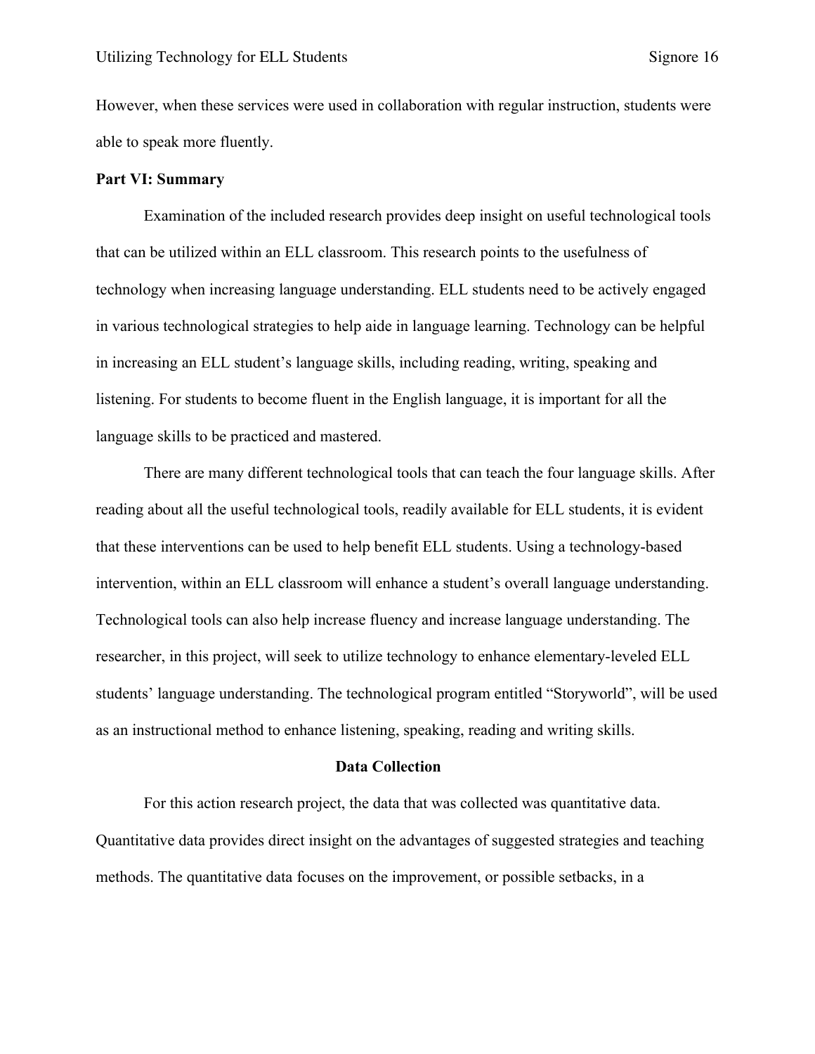However, when these services were used in collaboration with regular instruction, students were able to speak more fluently.

**Part VI: Summary**

Examination of the included research provides deep insight on useful technological tools that can be utilized within an ELL classroom. This research points to the usefulness of technology when increasing language understanding. ELL students need to be actively engaged in various technological strategies to help aide in language learning. Technology can be helpful in increasing an ELL student's language skills, including reading, writing, speaking and listening. For students to become fluent in the English language, it is important for all the language skills to be practiced and mastered.

There are many different technological tools that can teach the four language skills. After reading about all the useful technological tools, readily available for ELL students, it is evident that these interventions can be used to help benefit ELL students. Using a technology-based intervention, within an ELL classroom will enhance a student's overall language understanding. Technological tools can also help increase fluency and increase language understanding. The researcher, in this project, will seek to utilize technology to enhance elementary-leveled ELL students' language understanding. The technological program entitled "Storyworld", will be used as an instructional method to enhance listening, speaking, reading and writing skills.

## Data Collection

For this action research project, the data that was collected was quantitative data. Quantitative data provides direct insight on the advantages of suggested strategies and teaching methods. The quantitative data focuses on the improvement, or possible setbacks, in a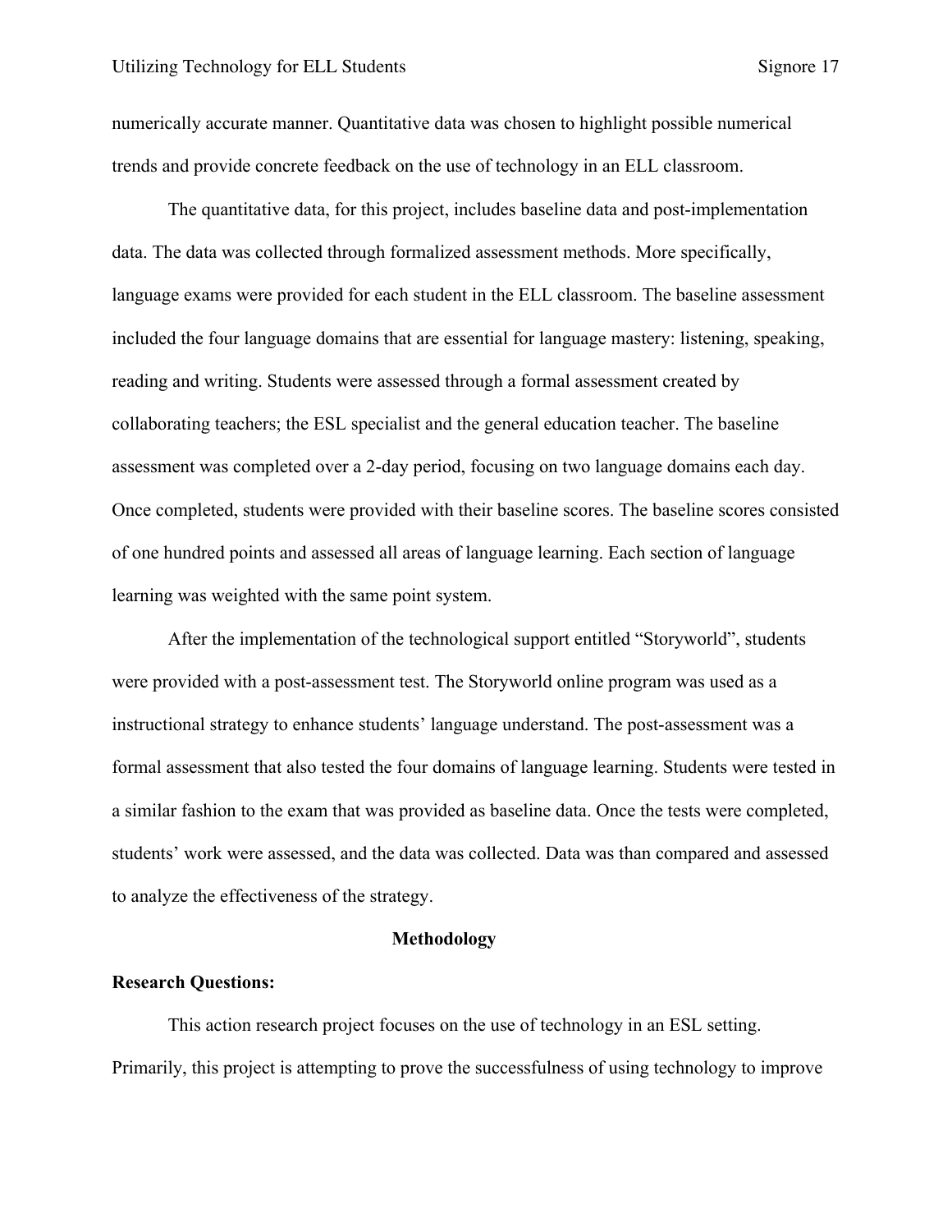numerically accurate manner. Quantitative data was chosen to highlight possible numerical trends and provide concrete feedback on the use of technology in an ELL classroom.

The quantitative data, for this project, includes baseline data and post-implementation data. The data was collected through formalized assessment methods. More specifically, language exams were provided for each student in the ELL classroom. The baseline assessment included the four language domains that are essential for language mastery: listening, speaking, reading and writing. Students were assessed through a formal assessment created by collaborating teachers; the ESL specialist and the general education teacher. The baseline assessment was completed over a 2-day period, focusing on two language domains each day. Once completed, students were provided with their baseline scores. The baseline scores consisted of one hundred points and assessed all areas of language learning. Each section of language learning was weighted with the same point system.

After the implementation of the technological support entitled "Storyworld", students were provided with a post-assessment test. The Storyworld online program was used as a instructional strategy to enhance students' language understand. The post-assessment was a formal assessment that also tested the four domains of language learning. Students were tested in a similar fashion to the exam that was provided as baseline data. Once the tests were completed, students' work were assessed, and the data was collected. Data was than compared and assessed to analyze the effectiveness of the strategy.

## Methodology

**Research Questions:**

This action research project focuses on the use of technology in an ESL setting. Primarily, this project is attempting to prove the successfulness of using technology to improve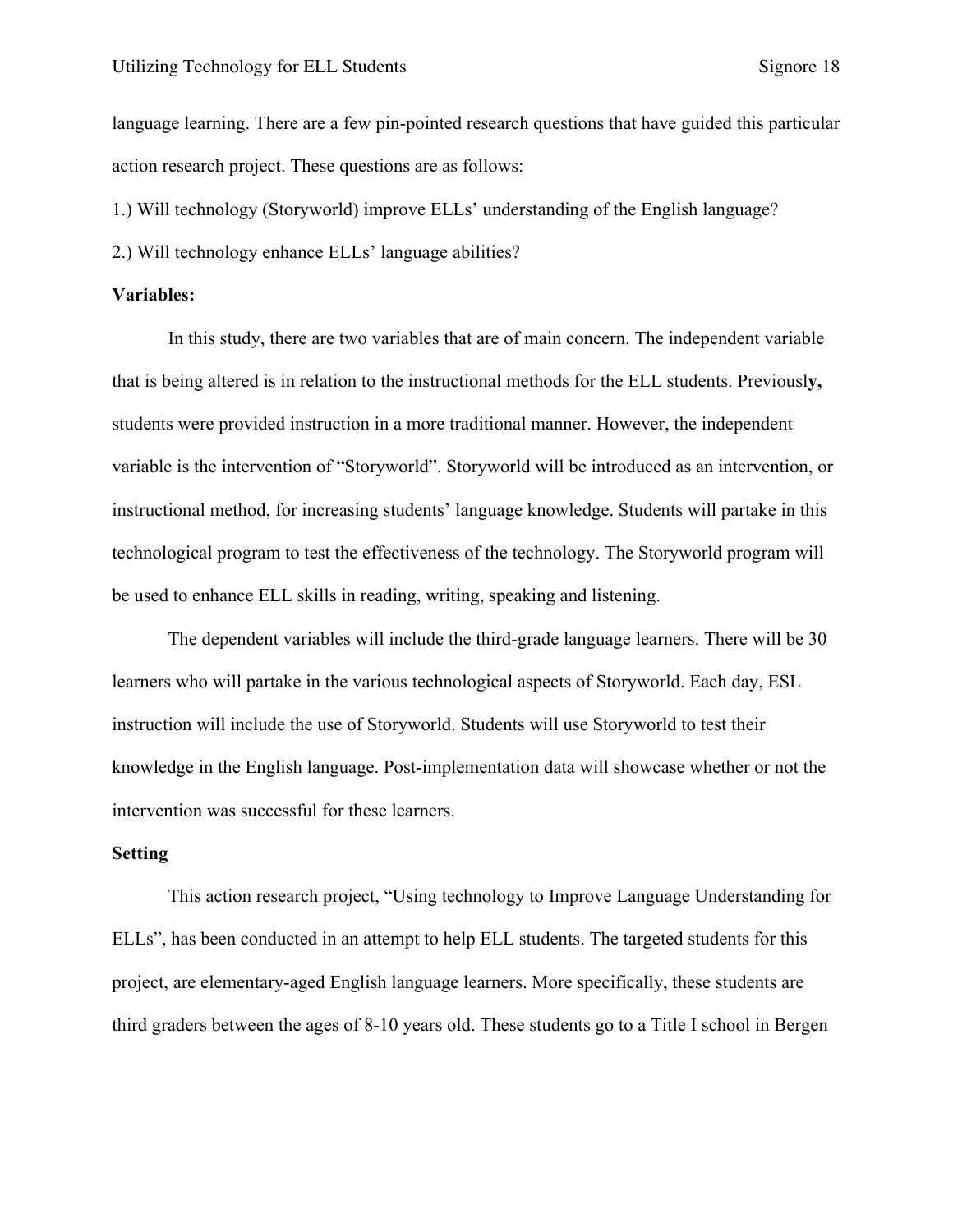language learning. There are a few pin-pointed research questions that have guided this particular action research project. These questions are as follows:

1.) Will technology (Storyworld) improve ELLs' understanding of the English language?

2.) Will technology enhance ELLs' language abilities?

**Variables:**

In this study, there are two variables that are of main concern. The independent variable that is being altered is in relation to the instructional methods for the ELL students. Previously, students were provided instruction in a more traditional manner. However, the independent variable is the intervention of "Storyworld". Storyworld will be introduced as an intervention, or instructional method, for increasing students' language knowledge. Students will partake in this technological program to test the effectiveness of the technology. The Storyworld program will be used to enhance ELL skills in reading, writing, speaking and listening.

The dependent variables will include the third-grade language learners. There will be 30 learners who will partake in the various technological aspects of Storyworld. Each day, ESL instruction will include the use of Storyworld. Students will use Storyworld to test their knowledge in the English language. Post-implementation data will showcase whether or not the intervention was successful for these learners.

**Setting**

This action research project, "Using technology to Improve Language Understanding for ELLs", has been conducted in an attempt to help ELL students. The targeted students for this project, are elementary-aged English language learners. More specifically, these students are third graders between the ages of 8-10 years old. These students go to a Title I school in Bergen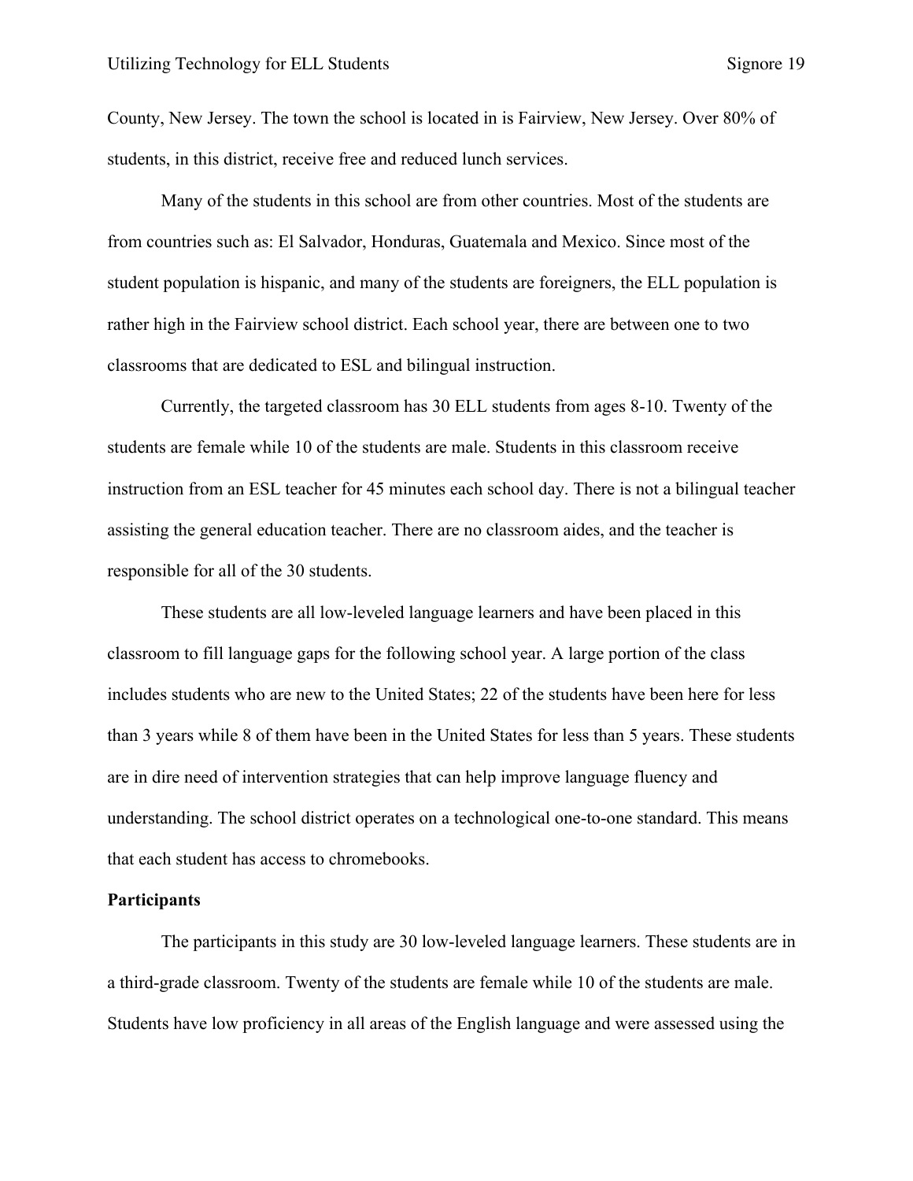County, New Jersey. The town the school is located in is Fairview, New Jersey. Over 80% of students, in this district, receive free and reduced lunch services.

Many of the students in this school are from other countries. Most of the students are from countries such as: El Salvador, Honduras, Guatemala and Mexico. Since most of the student population is hispanic, and many of the students are foreigners, the ELL population is rather high in the Fairview school district. Each school year, there are between one to two classrooms that are dedicated to ESL and bilingual instruction.

Currently, the targeted classroom has 30 ELL students from ages 8-10. Twenty of the students are female while 10 of the students are male. Students in this classroom receive instruction from an ESL teacher for 45 minutes each school day. There is not a bilingual teacher assisting the general education teacher. There are no classroom aides, and the teacher is responsible for all of the 30 students.

These students are all low-leveled language learners and have been placed in this classroom to fill language gaps for the following school year. A large portion of the class includes students who are new to the United States; 22 of the students have been here for less than 3 years while 8 of them have been in the United States for less than 5 years. These students are in dire need of intervention strategies that can help improve language fluency and understanding. The school district operates on a technological one-to-one standard. This means that each student has access to chromebooks.

**Participants**

The participants in this study are 30 low-leveled language learners. These students are in a third-grade classroom. Twenty of the students are female while 10 of the students are male. Students have low proficiency in all areas of the English language and were assessed using the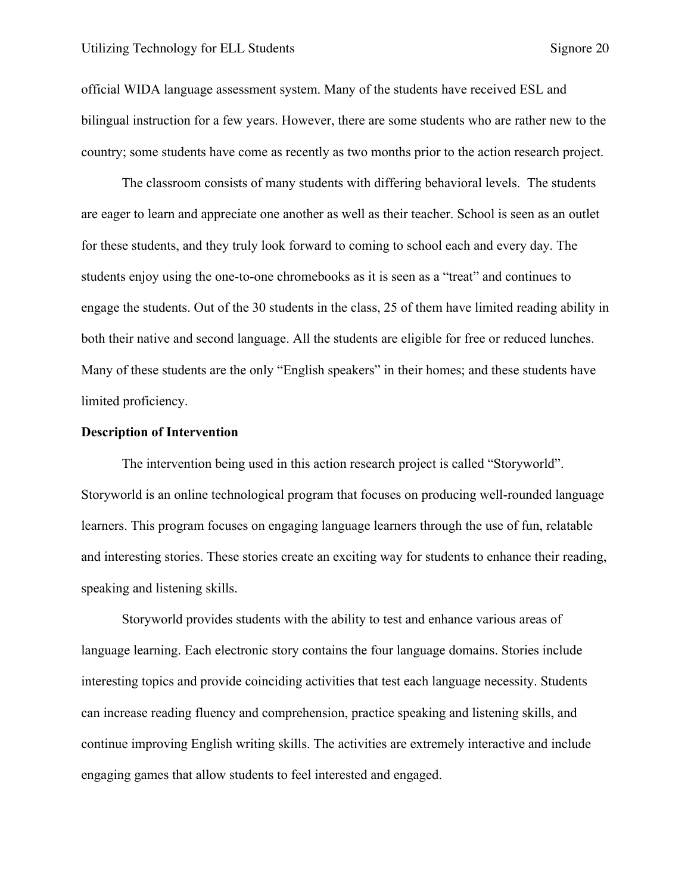official WIDA language assessment system. Many of the students have received ESL and bilingual instruction for a few years. However, there are some students who are rather new to the country; some students have come as recently as two months prior to the action research project.

The classroom consists of many students with differing behavioral levels. The students are eager to learn and appreciate one another as well as their teacher. School is seen as an outlet for these students, and they truly look forward to coming to school each and every day. The students enjoy using the one-to-one chromebooks as it is seen as a "treat" and continues to engage the students. Out of the 30 students in the class, 25 of them have limited reading ability in both their native and second language. All the students are eligible for free or reduced lunches. Many of these students are the only "English speakers" in their homes; and these students have limited proficiency.

**Description of Intervention**

The intervention being used in this action research project is called "Storyworld". Storyworld is an online technological program that focuses on producing well-rounded language learners. This program focuses on engaging language learners through the use of fun, relatable and interesting stories. These stories create an exciting way for students to enhance their reading, speaking and listening skills.

Storyworld provides students with the ability to test and enhance various areas of language learning. Each electronic story contains the four language domains. Stories include interesting topics and provide coinciding activities that test each language necessity. Students can increase reading fluency and comprehension, practice speaking and listening skills, and continue improving English writing skills. The activities are extremely interactive and include engaging games that allow students to feel interested and engaged.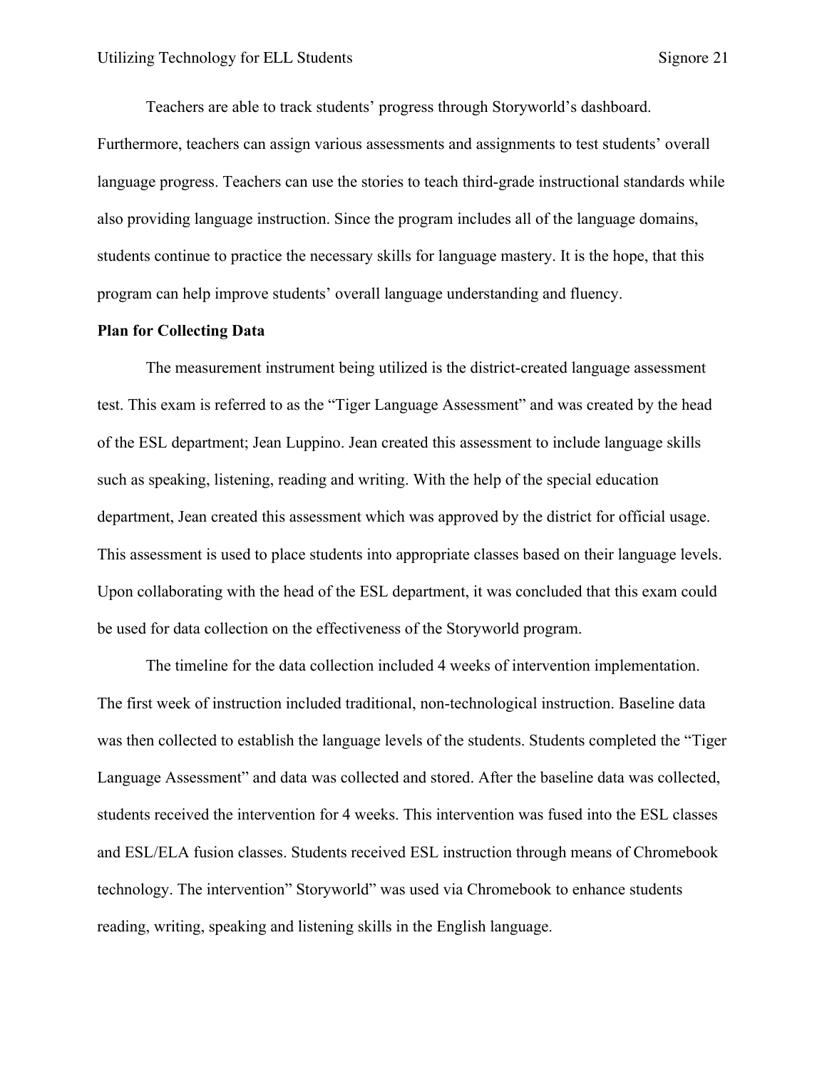Teachers are able to track students' progress through Storyworld's dashboard. Furthermore, teachers can assign various assessments and assignments to test students' overall language progress. Teachers can use the stories to teach third-grade instructional standards while also providing language instruction. Since the program includes all of the language domains, students continue to practice the necessary skills for language mastery. It is the hope, that this program can help improve students' overall language understanding and fluency.

**Plan for Collecting Data**

The measurement instrument being utilized is the district-created language assessment test. This exam is referred to as the "Tiger Language Assessment" and was created by the head of the ESL department; Jean Luppino. Jean created this assessment to include language skills such as speaking, listening, reading and writing. With the help of the special education department, Jean created this assessment which was approved by the district for official usage. This assessment is used to place students into appropriate classes based on their language levels. Upon collaborating with the head of the ESL department, it was concluded that this exam could be used for data collection on the effectiveness of the Storyworld program.

The timeline for the data collection included 4 weeks of intervention implementation. The first week of instruction included traditional, non-technological instruction. Baseline data was then collected to establish the language levels of the students. Students completed the "Tiger Language Assessment" and data was collected and stored. After the baseline data was collected, students received the intervention for 4 weeks. This intervention was fused into the ESL classes and ESL/ELA fusion classes. Students received ESL instruction through means of Chromebook technology. The intervention" Storyworld" was used via Chromebook to enhance students reading, writing, speaking and listening skills in the English language.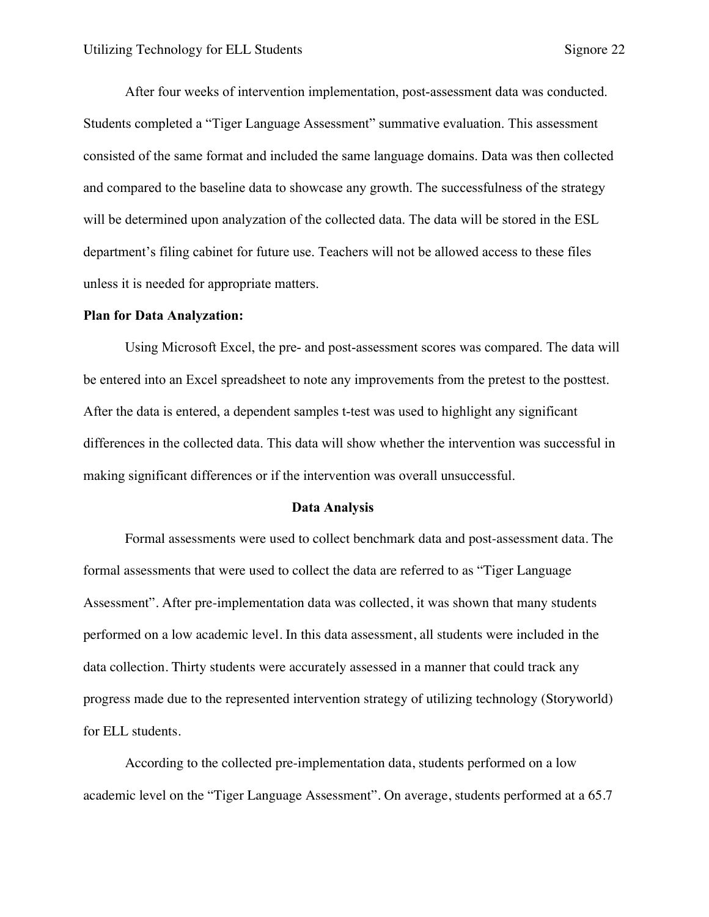After four weeks of intervention implementation, post-assessment data was conducted. Students completed a "Tiger Language Assessment" summative evaluation. This assessment consisted of the same format and included the same language domains. Data was then collected and compared to the baseline data to showcase any growth. The successfulness of the strategy will be determined upon analyzation of the collected data. The data will be stored in the ESL department's filing cabinet for future use. Teachers will not be allowed access to these files unless it is needed for appropriate matters.

**Plan for Data Analyzation:**

Using Microsoft Excel, the pre- and post-assessment scores was compared. The data will be entered into an Excel spreadsheet to note any improvements from the pretest to the posttest. After the data is entered, a dependent samples t-test was used to highlight any significant differences in the collected data. This data will show whether the intervention was successful in making significant differences or if the intervention was overall unsuccessful.

## Data Analysis

Formal assessments were used to collect benchmark data and post-assessment data. The formal assessments that were used to collect the data are referred to as "Tiger Language Assessment". After pre-implementation data was collected, it was shown that many students performed on a low academic level. In this data assessment, all students were included in the data collection. Thirty students were accurately assessed in a manner that could track any progress made due to the represented intervention strategy of utilizing technology (Storyworld) for ELL students.

According to the collected pre-implementation data, students performed on a low academic level on the "Tiger Language Assessment". On average, students performed at a 65.7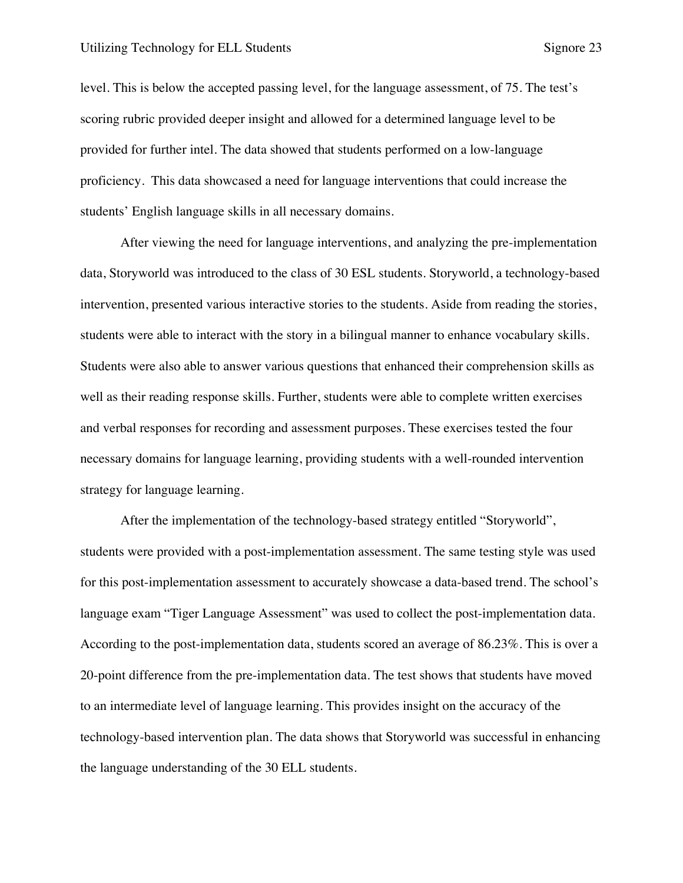level. This is below the accepted passing level, for the language assessment, of 75. The test's scoring rubric provided deeper insight and allowed for a determined language level to be provided for further intel. The data showed that students performed on a low-language proficiency.  This data showcased a need for language interventions that could increase the students' English language skills in all necessary domains.

After viewing the need for language interventions, and analyzing the pre-implementation data, Storyworld was introduced to the class of 30 ESL students. Storyworld, a technology-based intervention, presented various interactive stories to the students. Aside from reading the stories, students were able to interact with the story in a bilingual manner to enhance vocabulary skills. Students were also able to answer various questions that enhanced their comprehension skills as well as their reading response skills. Further, students were able to complete written exercises and verbal responses for recording and assessment purposes. These exercises tested the four necessary domains for language learning, providing students with a well-rounded intervention strategy for language learning.

After the implementation of the technology-based strategy entitled "Storyworld", students were provided with a post-implementation assessment. The same testing style was used for this post-implementation assessment to accurately showcase a data-based trend. The school's language exam "Tiger Language Assessment" was used to collect the post-implementation data. According to the post-implementation data, students scored an average of 86.23%. This is over a 20-point difference from the pre-implementation data. The test shows that students have moved to an intermediate level of language learning. This provides insight on the accuracy of the technology-based intervention plan. The data shows that Storyworld was successful in enhancing the language understanding of the 30 ELL students.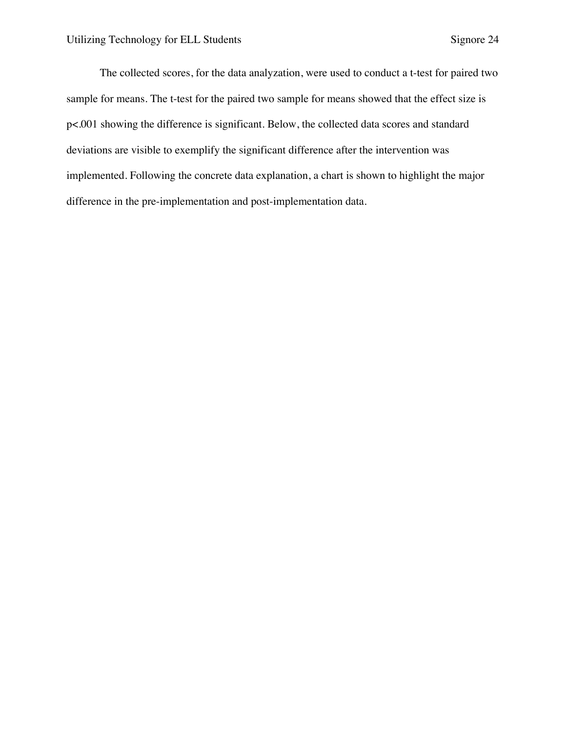The collected scores, for the data analyzation, were used to conduct a t-test for paired two sample for means. The t-test for the paired two sample for means showed that the effect size is $p<.001$ showing the difference is significant. Below, the collected data scores and standard deviations are visible to exemplify the significant difference after the intervention was implemented. Following the concrete data explanation, a chart is shown to highlight the major difference in the pre-implementation and post-implementation data.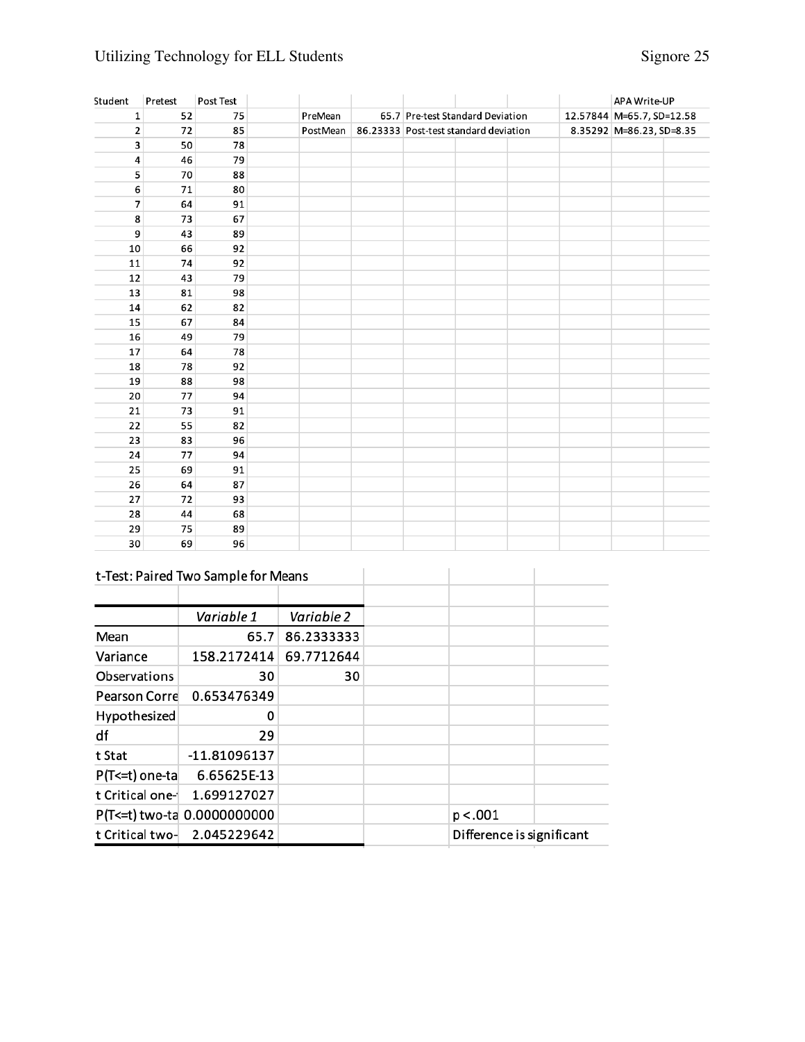| Student | Pretest | Post Test | | | | | | | | APA Write-UP | |
|---|---|---|---|---|---|---|---|---|---|---|---|
| 1 | 52 | 75 | | PreMean | 65.7 | Pre-test Standard Deviation | | | 12.57844 | M=65.7, SD=12.58 | |
| 2 | 72 | 85 | | PostMean | 86.23333 | Post-test standard deviation | | | 8.35292 | M=86.23, SD=8.35 | |
| 3 | 50 | 78 | | | | | | | | | |
| 4 | 46 | 79 | | | | | | | | | |
| 5 | 70 | 88 | | | | | | | | | |
| 6 | 71 | 80 | | | | | | | | | |
| 7 | 64 | 91 | | | | | | | | | |
| 8 | 73 | 67 | | | | | | | | | |
| 9 | 43 | 89 | | | | | | | | | |
| 10 | 66 | 92 | | | | | | | | | |
| 11 | 74 | 92 | | | | | | | | | |
| 12 | 43 | 79 | | | | | | | | | |
| 13 | 81 | 98 | | | | | | | | | |
| 14 | 62 | 82 | | | | | | | | | |
| 15 | 67 | 84 | | | | | | | | | |
| 16 | 49 | 79 | | | | | | | | | |
| 17 | 64 | 78 | | | | | | | | | |
| 18 | 78 | 92 | | | | | | | | | |
| 19 | 88 | 98 | | | | | | | | | |
| 20 | 77 | 94 | | | | | | | | | |
| 21 | 73 | 91 | | | | | | | | | |
| 22 | 55 | 82 | | | | | | | | | |
| 23 | 83 | 96 | | | | | | | | | |
| 24 | 77 | 94 | | | | | | | | | |
| 25 | 69 | 91 | | | | | | | | | |
| 26 | 64 | 87 | | | | | | | | | |
| 27 | 72 | 93 | | | | | | | | | |
| 28 | 44 | 68 | | | | | | | | | |
| 29 | 75 | 89 | | | | | | | | | |
| 30 | 69 | 96 | | | | | | | | | |

t-Test: Paired Two Sample for Means

| | *Variable 1* | *Variable 2* | | | |
|---|---|---|---|---|---|
| Mean | 65.7 | 86.2333333 | | | |
| Variance | 158.2172414 | 69.7712644 | | | |
| Observations | 30 | 30 | | | |
| Pearson Corre | 0.653476349 | | | | |
| Hypothesized | 0 | | | | |
| df | 29 | | | | |
| t Stat | -11.81096137 | | | | |
| P(T<=t) one-ta | 6.65625E-13 | | | | |
| t Critical one- | 1.699127027 | | | | |
| P(T<=t) two-ta | 0.0000000000 | | | p < .001 | |
| t Critical two- | 2.045229642 | | | Difference is significant | |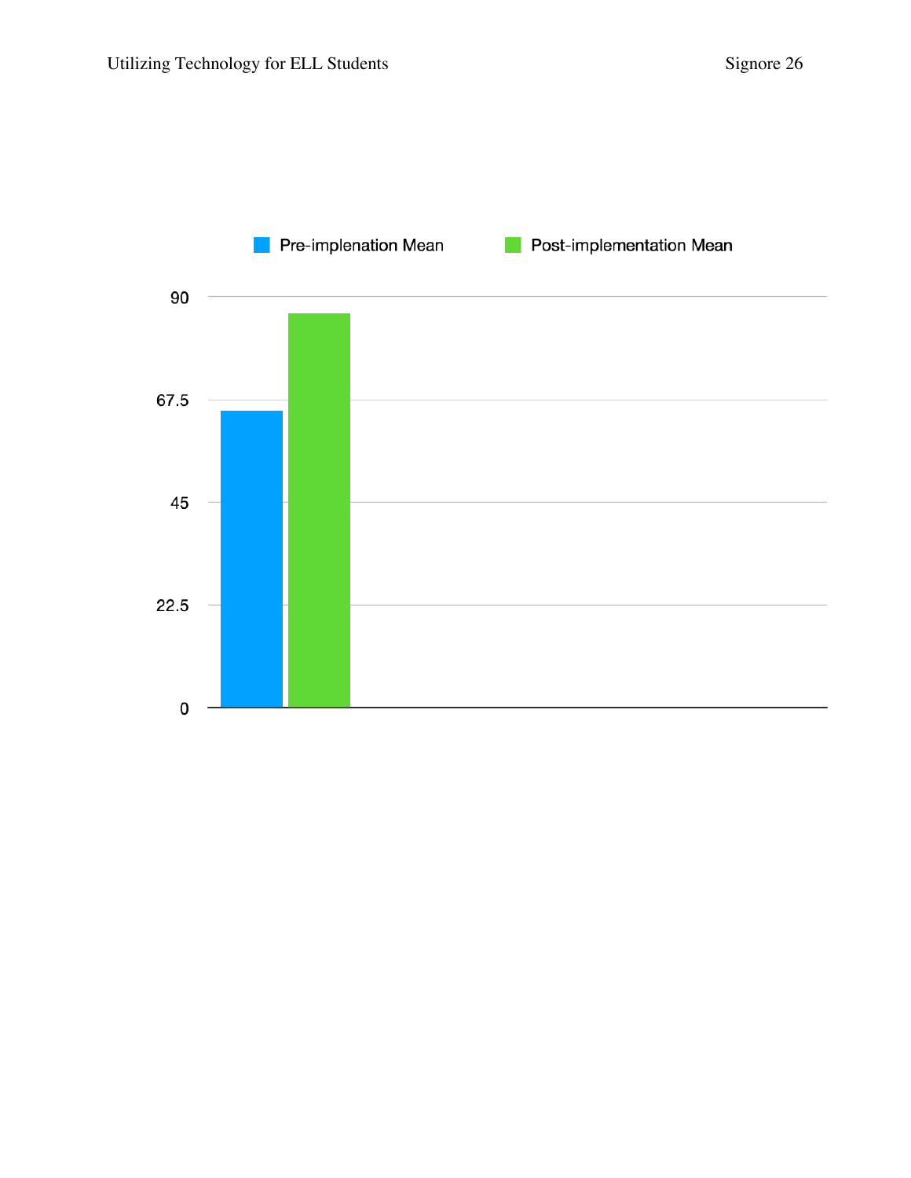Pre-implenation Mean    Post-implementation Mean

90

67.5

45

22.5

0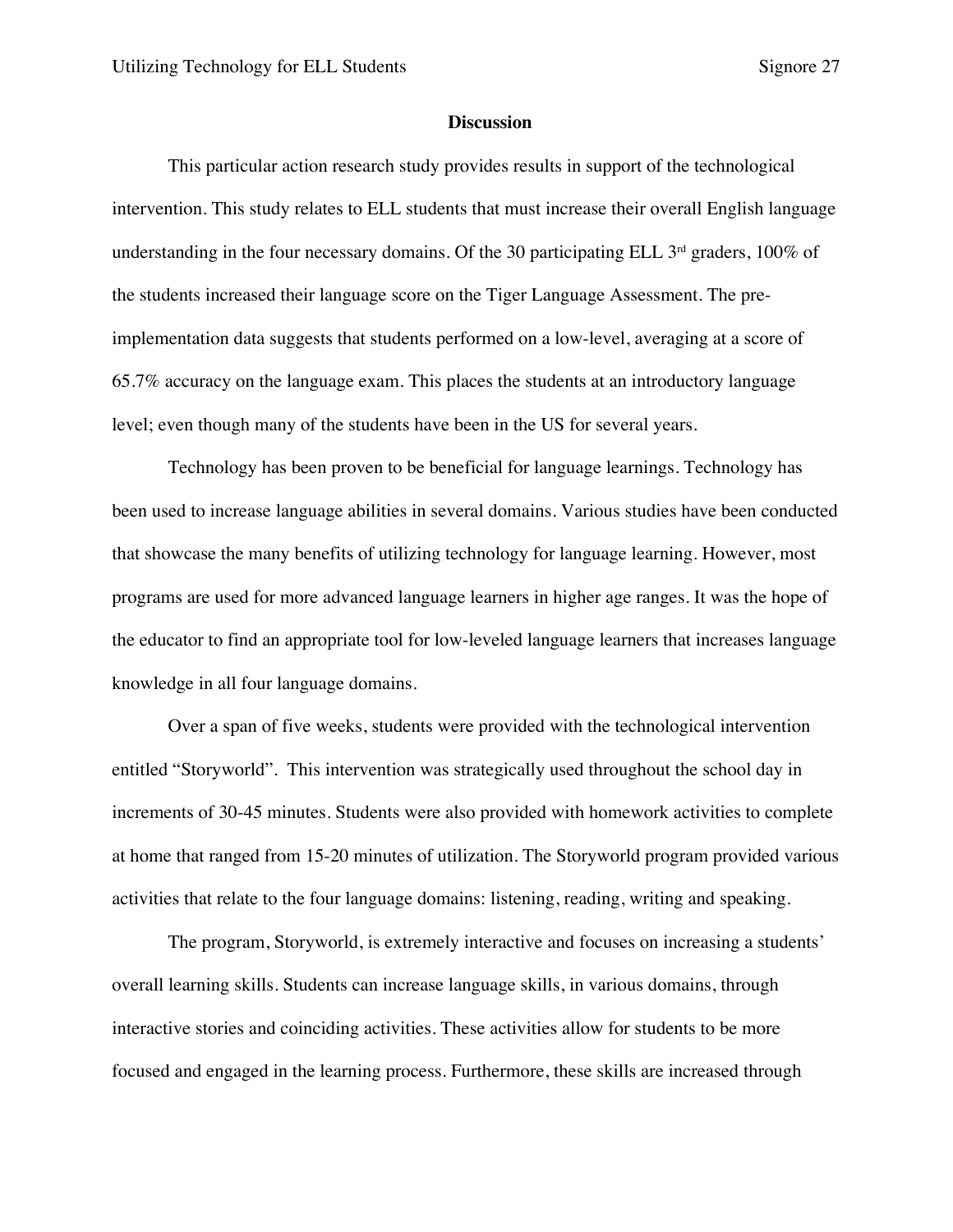## Discussion

This particular action research study provides results in support of the technological intervention. This study relates to ELL students that must increase their overall English language understanding in the four necessary domains. Of the 30 participating ELL 3rd graders, 100% of the students increased their language score on the Tiger Language Assessment. The pre-implementation data suggests that students performed on a low-level, averaging at a score of 65.7% accuracy on the language exam. This places the students at an introductory language level; even though many of the students have been in the US for several years.

Technology has been proven to be beneficial for language learnings. Technology has been used to increase language abilities in several domains. Various studies have been conducted that showcase the many benefits of utilizing technology for language learning. However, most programs are used for more advanced language learners in higher age ranges. It was the hope of the educator to find an appropriate tool for low-leveled language learners that increases language knowledge in all four language domains.

Over a span of five weeks, students were provided with the technological intervention entitled "Storyworld". This intervention was strategically used throughout the school day in increments of 30-45 minutes. Students were also provided with homework activities to complete at home that ranged from 15-20 minutes of utilization. The Storyworld program provided various activities that relate to the four language domains: listening, reading, writing and speaking.

The program, Storyworld, is extremely interactive and focuses on increasing a students' overall learning skills. Students can increase language skills, in various domains, through interactive stories and coinciding activities. These activities allow for students to be more focused and engaged in the learning process. Furthermore, these skills are increased through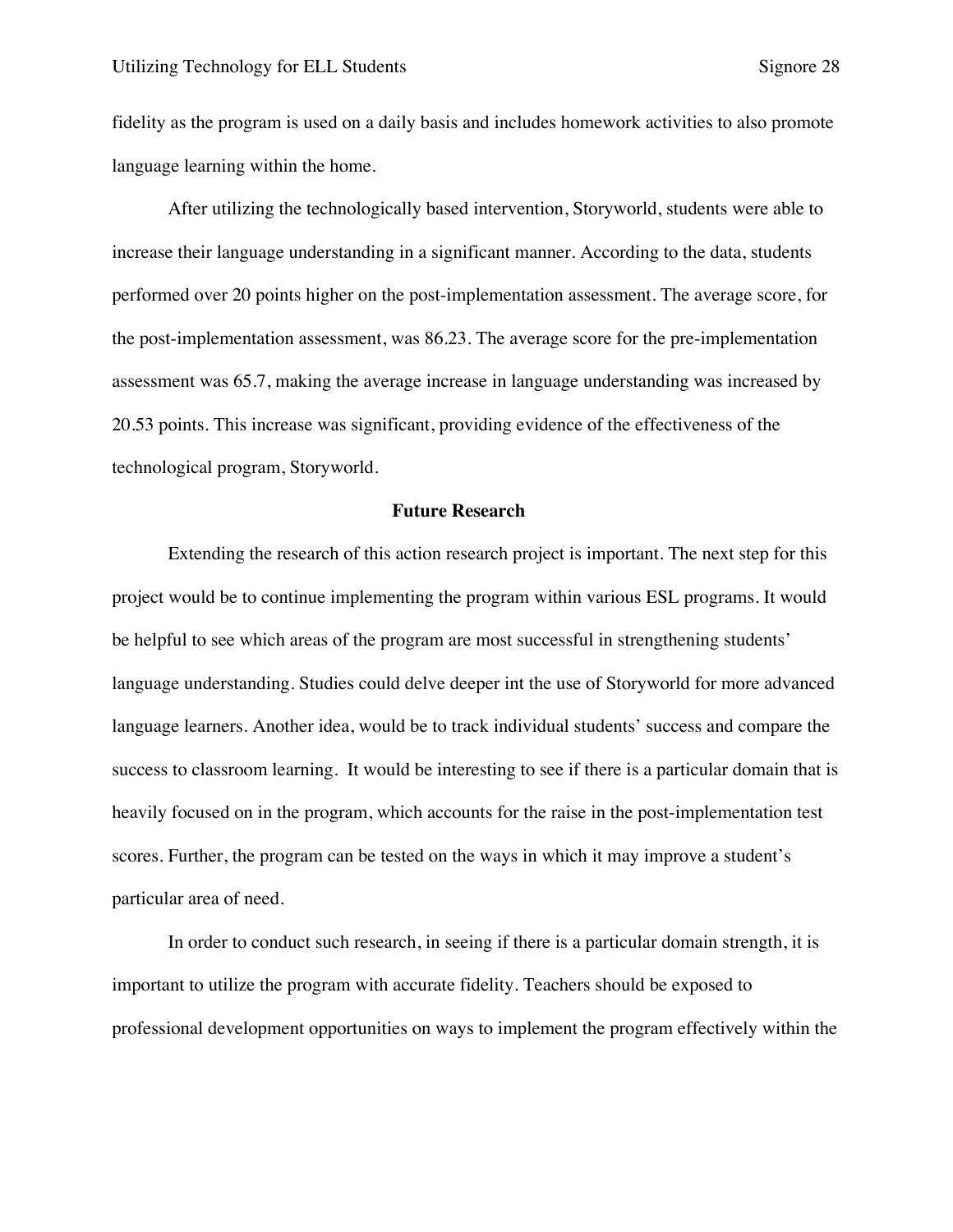fidelity as the program is used on a daily basis and includes homework activities to also promote language learning within the home.

After utilizing the technologically based intervention, Storyworld, students were able to increase their language understanding in a significant manner. According to the data, students performed over 20 points higher on the post-implementation assessment. The average score, for the post-implementation assessment, was 86.23. The average score for the pre-implementation assessment was 65.7, making the average increase in language understanding was increased by 20.53 points. This increase was significant, providing evidence of the effectiveness of the technological program, Storyworld.

## Future Research

Extending the research of this action research project is important. The next step for this project would be to continue implementing the program within various ESL programs. It would be helpful to see which areas of the program are most successful in strengthening students' language understanding. Studies could delve deeper int the use of Storyworld for more advanced language learners. Another idea, would be to track individual students' success and compare the success to classroom learning.  It would be interesting to see if there is a particular domain that is heavily focused on in the program, which accounts for the raise in the post-implementation test scores. Further, the program can be tested on the ways in which it may improve a student's particular area of need.

In order to conduct such research, in seeing if there is a particular domain strength, it is important to utilize the program with accurate fidelity. Teachers should be exposed to professional development opportunities on ways to implement the program effectively within the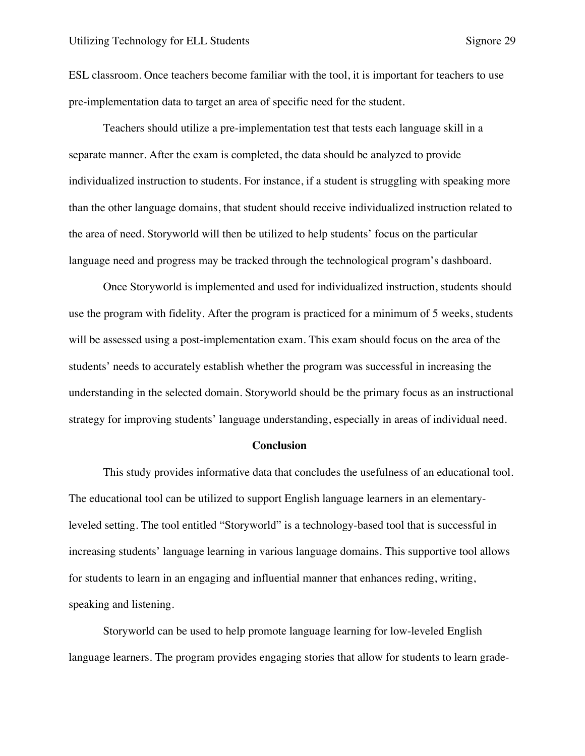ESL classroom. Once teachers become familiar with the tool, it is important for teachers to use pre-implementation data to target an area of specific need for the student.

Teachers should utilize a pre-implementation test that tests each language skill in a separate manner. After the exam is completed, the data should be analyzed to provide individualized instruction to students. For instance, if a student is struggling with speaking more than the other language domains, that student should receive individualized instruction related to the area of need. Storyworld will then be utilized to help students' focus on the particular language need and progress may be tracked through the technological program's dashboard.

Once Storyworld is implemented and used for individualized instruction, students should use the program with fidelity. After the program is practiced for a minimum of 5 weeks, students will be assessed using a post-implementation exam. This exam should focus on the area of the students' needs to accurately establish whether the program was successful in increasing the understanding in the selected domain. Storyworld should be the primary focus as an instructional strategy for improving students' language understanding, especially in areas of individual need.

## Conclusion

This study provides informative data that concludes the usefulness of an educational tool. The educational tool can be utilized to support English language learners in an elementary-leveled setting. The tool entitled "Storyworld" is a technology-based tool that is successful in increasing students' language learning in various language domains. This supportive tool allows for students to learn in an engaging and influential manner that enhances reding, writing, speaking and listening.

Storyworld can be used to help promote language learning for low-leveled English language learners. The program provides engaging stories that allow for students to learn grade-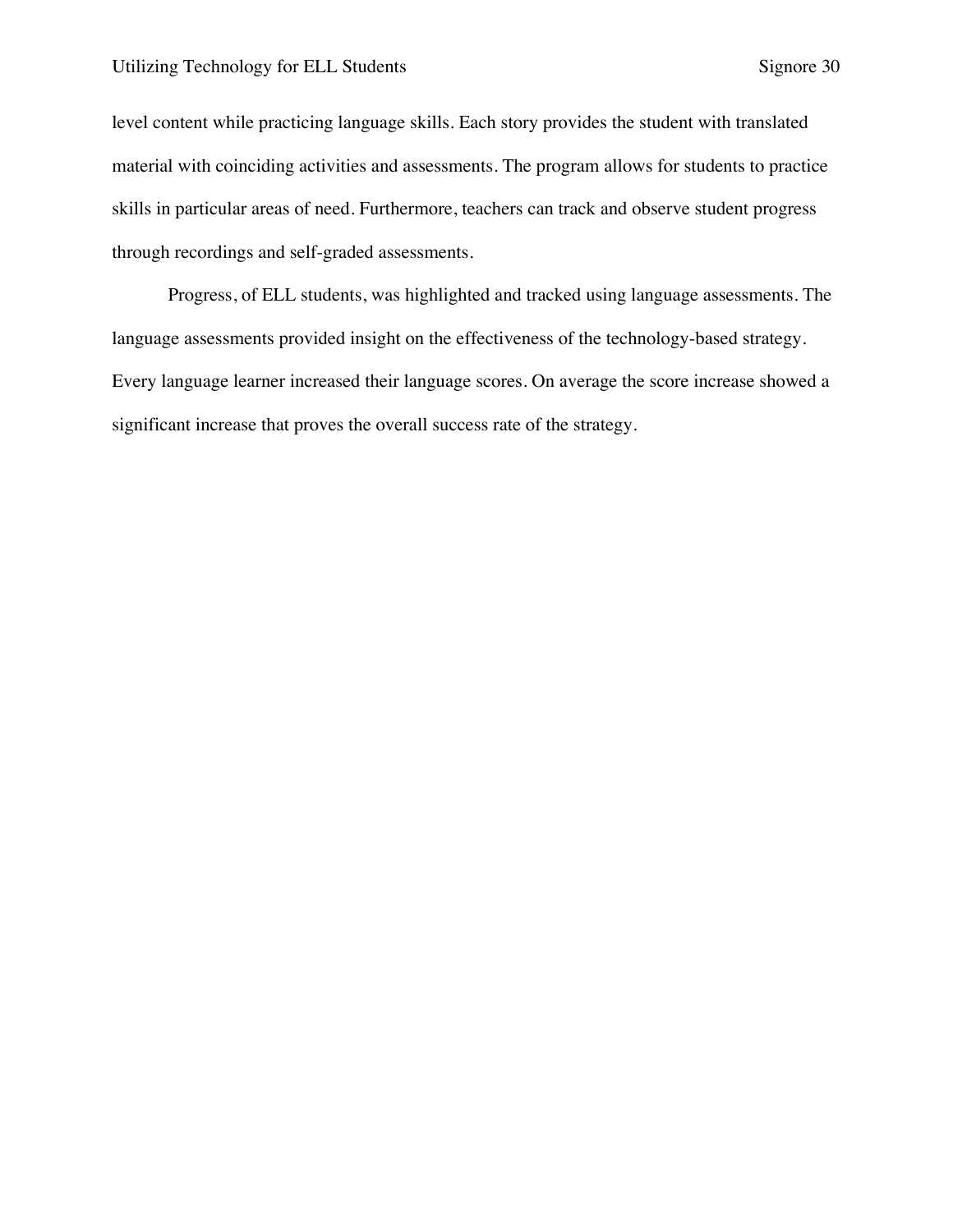level content while practicing language skills. Each story provides the student with translated material with coinciding activities and assessments. The program allows for students to practice skills in particular areas of need. Furthermore, teachers can track and observe student progress through recordings and self-graded assessments.

Progress, of ELL students, was highlighted and tracked using language assessments. The language assessments provided insight on the effectiveness of the technology-based strategy. Every language learner increased their language scores. On average the score increase showed a significant increase that proves the overall success rate of the strategy.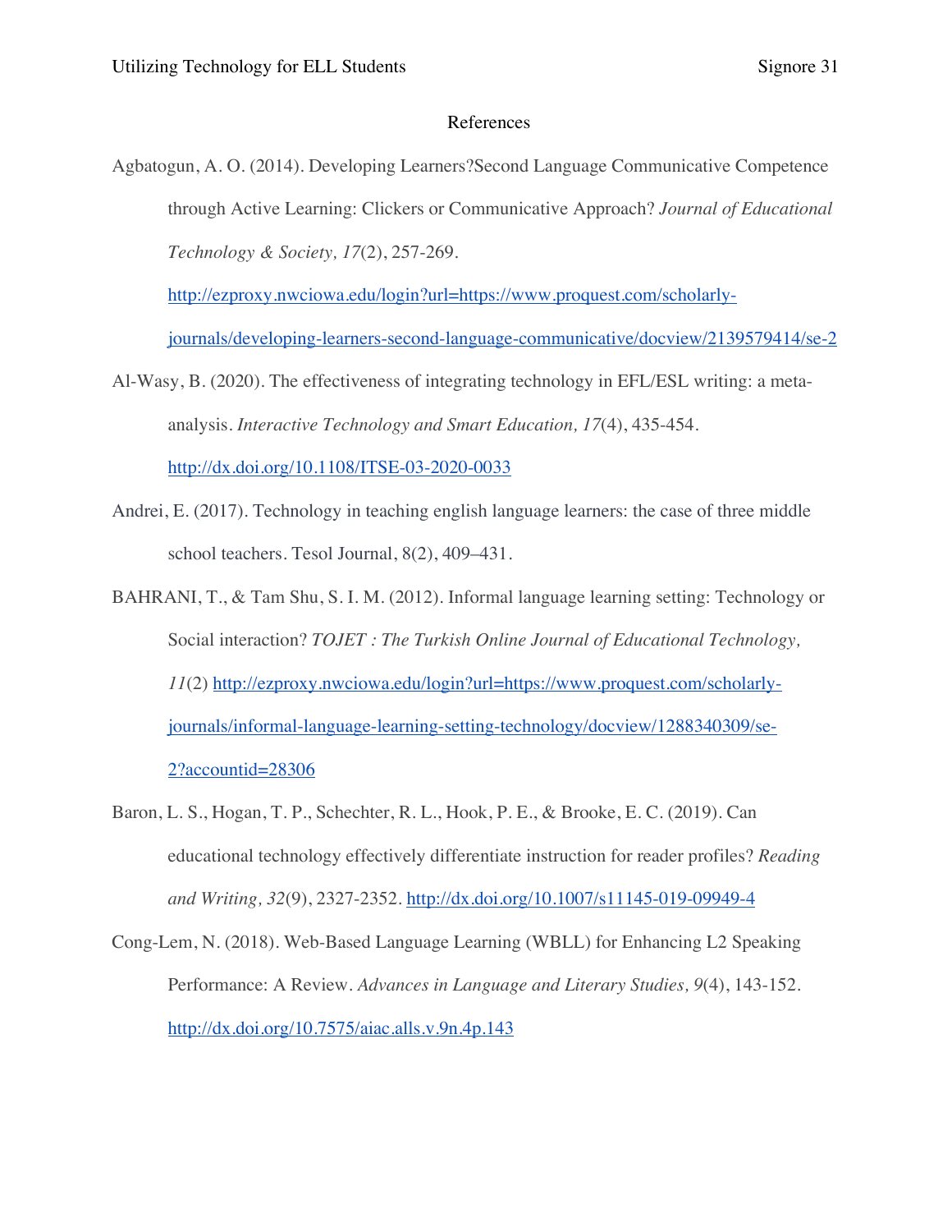# References

Agbatogun, A. O. (2014). Developing Learners?Second Language Communicative Competence through Active Learning: Clickers or Communicative Approach? *Journal of Educational Technology & Society, 17*(2), 257-269. http://ezproxy.nwciowa.edu/login?url=https://www.proquest.com/scholarly-journals/developing-learners-second-language-communicative/docview/2139579414/se-2

Al-Wasy, B. (2020). The effectiveness of integrating technology in EFL/ESL writing: a meta-analysis. *Interactive Technology and Smart Education, 17*(4), 435-454. http://dx.doi.org/10.1108/ITSE-03-2020-0033

Andrei, E. (2017). Technology in teaching english language learners: the case of three middle school teachers. Tesol Journal, 8(2), 409–431.

BAHRANI, T., & Tam Shu, S. I. M. (2012). Informal language learning setting: Technology or Social interaction? *TOJET : The Turkish Online Journal of Educational Technology, 11*(2) http://ezproxy.nwciowa.edu/login?url=https://www.proquest.com/scholarly-journals/informal-language-learning-setting-technology/docview/1288340309/se-2?accountid=28306

Baron, L. S., Hogan, T. P., Schechter, R. L., Hook, P. E., & Brooke, E. C. (2019). Can educational technology effectively differentiate instruction for reader profiles? *Reading and Writing, 32*(9), 2327-2352. http://dx.doi.org/10.1007/s11145-019-09949-4

Cong-Lem, N. (2018). Web-Based Language Learning (WBLL) for Enhancing L2 Speaking Performance: A Review. *Advances in Language and Literary Studies, 9*(4), 143-152. http://dx.doi.org/10.7575/aiac.alls.v.9n.4p.143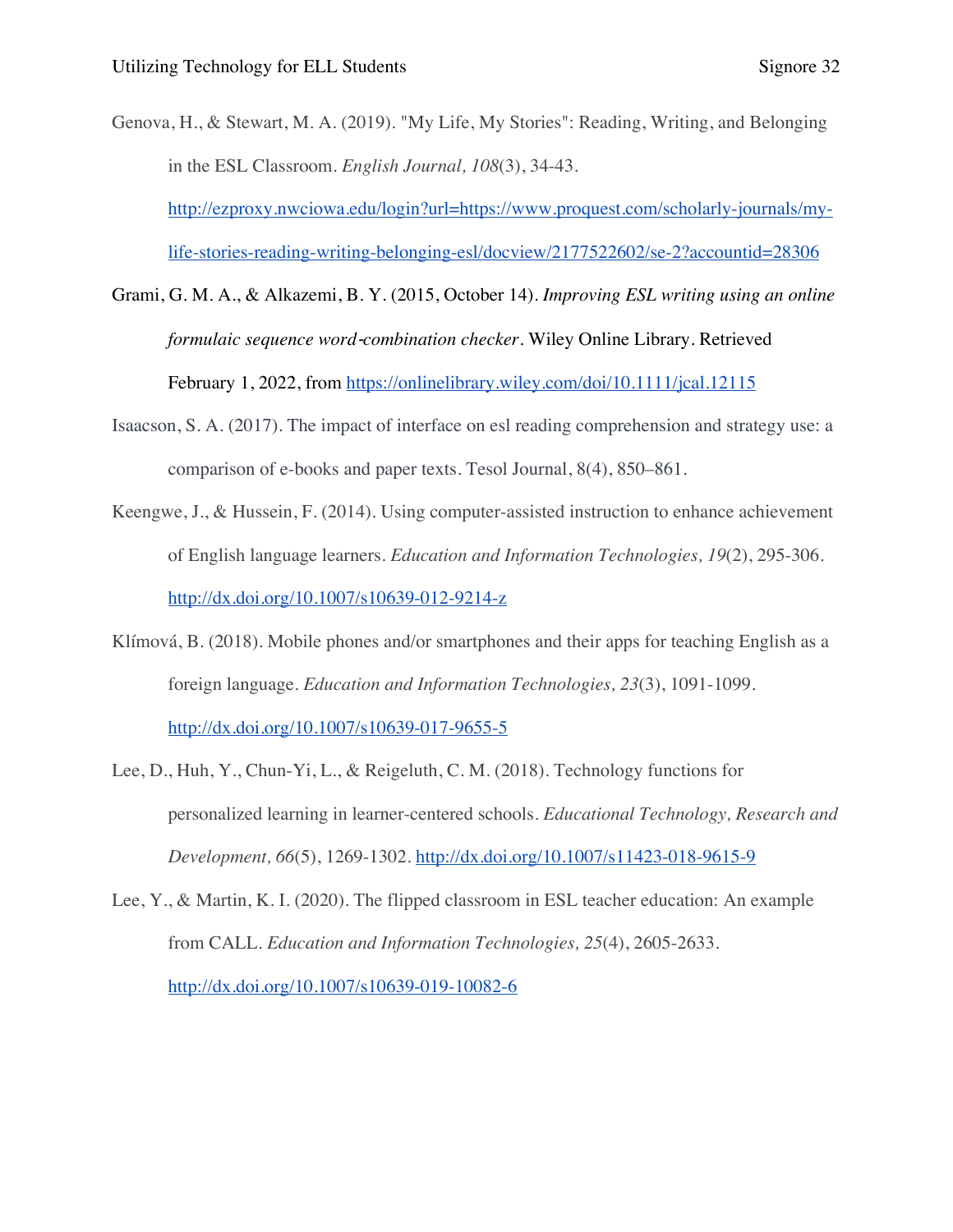Genova, H., & Stewart, M. A. (2019). "My Life, My Stories": Reading, Writing, and Belonging in the ESL Classroom. *English Journal, 108*(3), 34-43. http://ezproxy.nwciowa.edu/login?url=https://www.proquest.com/scholarly-journals/my-life-stories-reading-writing-belonging-esl/docview/2177522602/se-2?accountid=28306

Grami, G. M. A., & Alkazemi, B. Y. (2015, October 14). *Improving ESL writing using an online formulaic sequence word-combination checker*. Wiley Online Library. Retrieved February 1, 2022, from https://onlinelibrary.wiley.com/doi/10.1111/jcal.12115

Isaacson, S. A. (2017). The impact of interface on esl reading comprehension and strategy use: a comparison of e-books and paper texts. Tesol Journal, 8(4), 850–861.

Keengwe, J., & Hussein, F. (2014). Using computer-assisted instruction to enhance achievement of English language learners. *Education and Information Technologies, 19*(2), 295-306. http://dx.doi.org/10.1007/s10639-012-9214-z

Klímová, B. (2018). Mobile phones and/or smartphones and their apps for teaching English as a foreign language. *Education and Information Technologies, 23*(3), 1091-1099. http://dx.doi.org/10.1007/s10639-017-9655-5

Lee, D., Huh, Y., Chun-Yi, L., & Reigeluth, C. M. (2018). Technology functions for personalized learning in learner-centered schools. *Educational Technology, Research and Development, 66*(5), 1269-1302. http://dx.doi.org/10.1007/s11423-018-9615-9

Lee, Y., & Martin, K. I. (2020). The flipped classroom in ESL teacher education: An example from CALL. *Education and Information Technologies, 25*(4), 2605-2633. http://dx.doi.org/10.1007/s10639-019-10082-6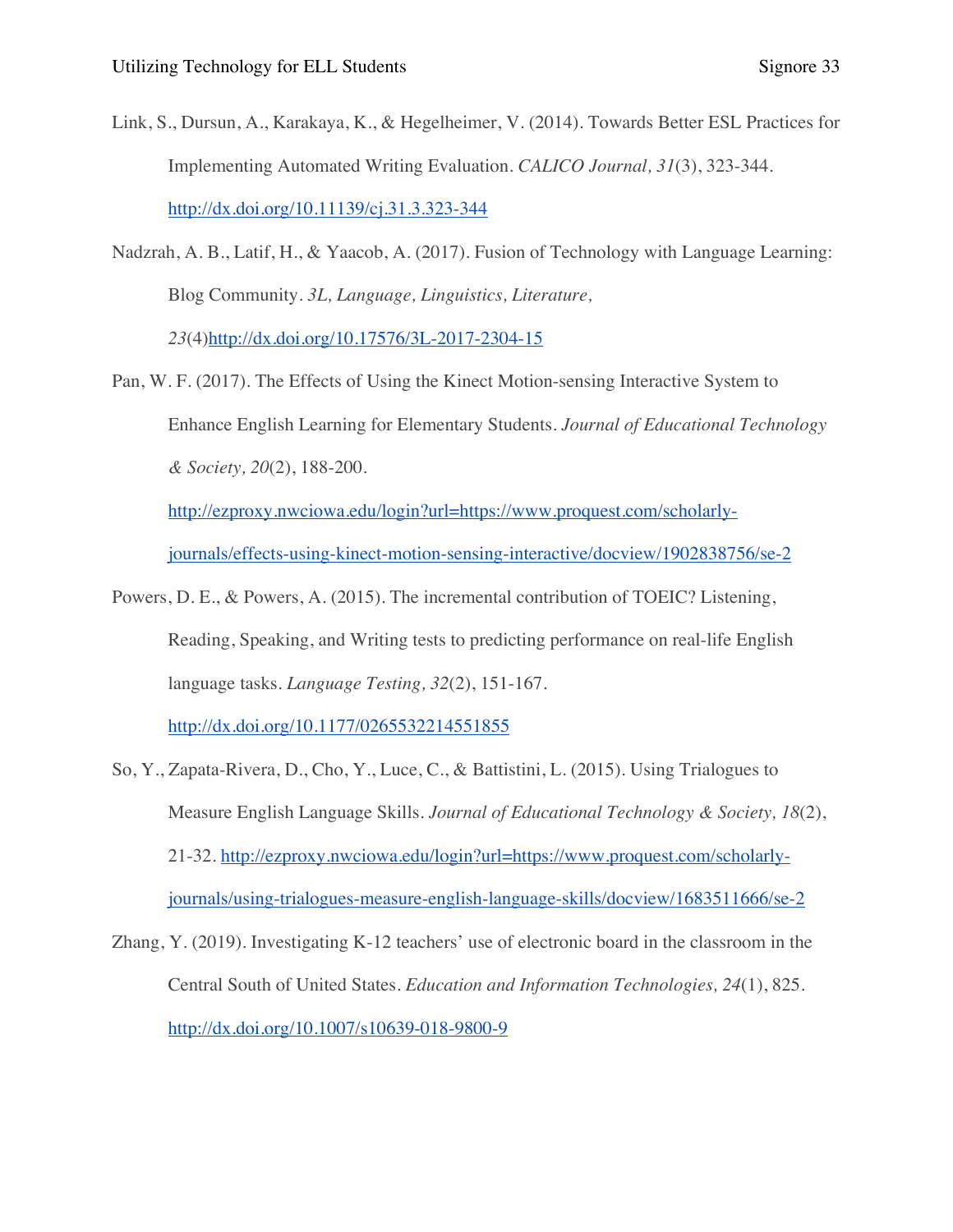Link, S., Dursun, A., Karakaya, K., & Hegelheimer, V. (2014). Towards Better ESL Practices for Implementing Automated Writing Evaluation. *CALICO Journal, 31*(3), 323-344. http://dx.doi.org/10.11139/cj.31.3.323-344

Nadzrah, A. B., Latif, H., & Yaacob, A. (2017). Fusion of Technology with Language Learning: Blog Community. *3L, Language, Linguistics, Literature, 23*(4)http://dx.doi.org/10.17576/3L-2017-2304-15

Pan, W. F. (2017). The Effects of Using the Kinect Motion-sensing Interactive System to Enhance English Learning for Elementary Students. *Journal of Educational Technology & Society, 20*(2), 188-200. http://ezproxy.nwciowa.edu/login?url=https://www.proquest.com/scholarly-journals/effects-using-kinect-motion-sensing-interactive/docview/1902838756/se-2

Powers, D. E., & Powers, A. (2015). The incremental contribution of TOEIC? Listening, Reading, Speaking, and Writing tests to predicting performance on real-life English language tasks. *Language Testing, 32*(2), 151-167. http://dx.doi.org/10.1177/0265532214551855

So, Y., Zapata-Rivera, D., Cho, Y., Luce, C., & Battistini, L. (2015). Using Trialogues to Measure English Language Skills. *Journal of Educational Technology & Society, 18*(2), 21-32. http://ezproxy.nwciowa.edu/login?url=https://www.proquest.com/scholarly-journals/using-trialogues-measure-english-language-skills/docview/1683511666/se-2

Zhang, Y. (2019). Investigating K-12 teachers' use of electronic board in the classroom in the Central South of United States. *Education and Information Technologies, 24*(1), 825. http://dx.doi.org/10.1007/s10639-018-9800-9